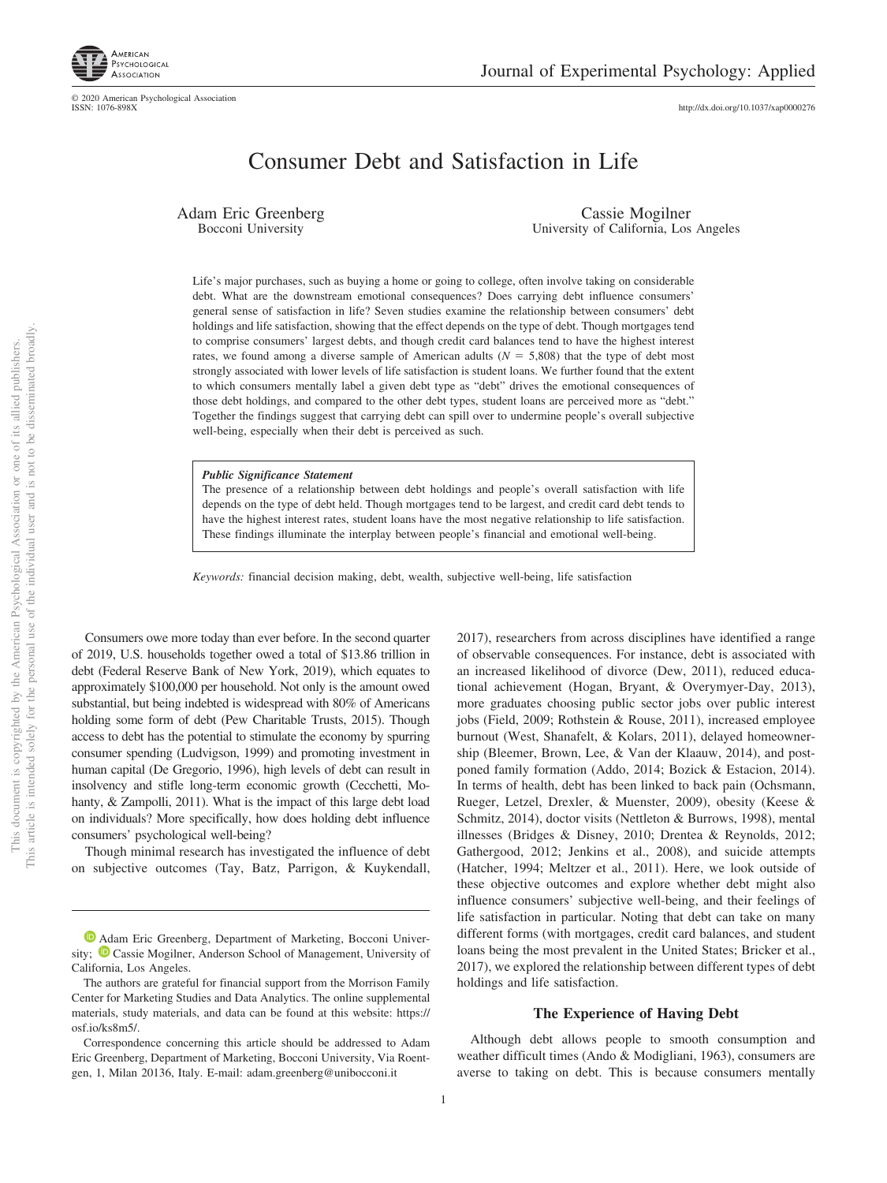# Consumer Debt and Satisfaction in Life

Adam Eric Greenberg
Bocconi University

Cassie Mogilner
University of California, Los Angeles

Life's major purchases, such as buying a home or going to college, often involve taking on considerable debt. What are the downstream emotional consequences? Does carrying debt influence consumers' general sense of satisfaction in life? Seven studies examine the relationship between consumers' debt holdings and life satisfaction, showing that the effect depends on the type of debt. Though mortgages tend to comprise consumers' largest debts, and though credit card balances tend to have the highest interest rates, we found among a diverse sample of American adults ($N$ = 5,808) that the type of debt most strongly associated with lower levels of life satisfaction is student loans. We further found that the extent to which consumers mentally label a given debt type as "debt" drives the emotional consequences of those debt holdings, and compared to the other debt types, student loans are perceived more as "debt." Together the findings suggest that carrying debt can spill over to undermine people's overall subjective well-being, especially when their debt is perceived as such.

***Public Significance Statement***
The presence of a relationship between debt holdings and people's overall satisfaction with life depends on the type of debt held. Though mortgages tend to be largest, and credit card debt tends to have the highest interest rates, student loans have the most negative relationship to life satisfaction. These findings illuminate the interplay between people's financial and emotional well-being.

*Keywords:* financial decision making, debt, wealth, subjective well-being, life satisfaction

Consumers owe more today than ever before. In the second quarter of 2019, U.S. households together owed a total of $13.86 trillion in debt (Federal Reserve Bank of New York, 2019), which equates to approximately $100,000 per household. Not only is the amount owed substantial, but being indebted is widespread with 80% of Americans holding some form of debt (Pew Charitable Trusts, 2015). Though access to debt has the potential to stimulate the economy by spurring consumer spending (Ludvigson, 1999) and promoting investment in human capital (De Gregorio, 1996), high levels of debt can result in insolvency and stifle long-term economic growth (Cecchetti, Mohanty, & Zampolli, 2011). What is the impact of this large debt load on individuals? More specifically, how does holding debt influence consumers' psychological well-being?

Though minimal research has investigated the influence of debt on subjective outcomes (Tay, Batz, Parrigon, & Kuykendall, 2017), researchers from across disciplines have identified a range of observable consequences. For instance, debt is associated with an increased likelihood of divorce (Dew, 2011), reduced educational achievement (Hogan, Bryant, & Overymyer-Day, 2013), more graduates choosing public sector jobs over public interest jobs (Field, 2009; Rothstein & Rouse, 2011), increased employee burnout (West, Shanafelt, & Kolars, 2011), delayed homeownership (Bleemer, Brown, Lee, & Van der Klaauw, 2014), and postponed family formation (Addo, 2014; Bozick & Estacion, 2014). In terms of health, debt has been linked to back pain (Ochsmann, Rueger, Letzel, Drexler, & Muenster, 2009), obesity (Keese & Schmitz, 2014), doctor visits (Nettleton & Burrows, 1998), mental illnesses (Bridges & Disney, 2010; Drentea & Reynolds, 2012; Gathergood, 2012; Jenkins et al., 2008), and suicide attempts (Hatcher, 1994; Meltzer et al., 2011). Here, we look outside of these objective outcomes and explore whether debt might also influence consumers' subjective well-being, and their feelings of life satisfaction in particular. Noting that debt can take on many different forms (with mortgages, credit card balances, and student loans being the most prevalent in the United States; Bricker et al., 2017), we explored the relationship between different types of debt holdings and life satisfaction.

## The Experience of Having Debt

Although debt allows people to smooth consumption and weather difficult times (Ando & Modigliani, 1963), consumers are averse to taking on debt. This is because consumers mentally

---

Adam Eric Greenberg, Department of Marketing, Bocconi University; Cassie Mogilner, Anderson School of Management, University of California, Los Angeles.

The authors are grateful for financial support from the Morrison Family Center for Marketing Studies and Data Analytics. The online supplemental materials, study materials, and data can be found at this website: https://osf.io/ks8m5/.

Correspondence concerning this article should be addressed to Adam Eric Greenberg, Department of Marketing, Bocconi University, Via Roentgen, 1, Milan 20136, Italy. E-mail: adam.greenberg@unibocconi.it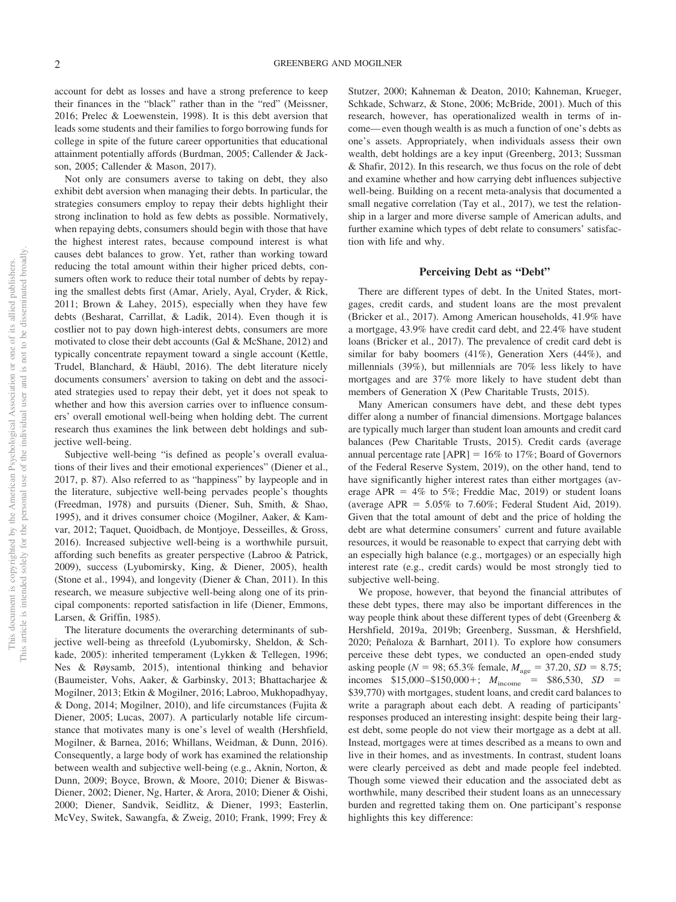account for debt as losses and have a strong preference to keep their finances in the "black" rather than in the "red" (Meissner, 2016; Prelec & Loewenstein, 1998). It is this debt aversion that leads some students and their families to forgo borrowing funds for college in spite of the future career opportunities that educational attainment potentially affords (Burdman, 2005; Callender & Jackson, 2005; Callender & Mason, 2017).

Not only are consumers averse to taking on debt, they also exhibit debt aversion when managing their debts. In particular, the strategies consumers employ to repay their debts highlight their strong inclination to hold as few debts as possible. Normatively, when repaying debts, consumers should begin with those that have the highest interest rates, because compound interest is what causes debt balances to grow. Yet, rather than working toward reducing the total amount within their higher priced debts, consumers often work to reduce their total number of debts by repaying the smallest debts first (Amar, Ariely, Ayal, Cryder, & Rick, 2011; Brown & Lahey, 2015), especially when they have few debts (Besharat, Carrillat, & Ladik, 2014). Even though it is costlier not to pay down high-interest debts, consumers are more motivated to close their debt accounts (Gal & McShane, 2012) and typically concentrate repayment toward a single account (Kettle, Trudel, Blanchard, & Häubl, 2016). The debt literature nicely documents consumers' aversion to taking on debt and the associated strategies used to repay their debt, yet it does not speak to whether and how this aversion carries over to influence consumers' overall emotional well-being when holding debt. The current research thus examines the link between debt holdings and subjective well-being.

Subjective well-being "is defined as people's overall evaluations of their lives and their emotional experiences" (Diener et al., 2017, p. 87). Also referred to as "happiness" by laypeople and in the literature, subjective well-being pervades people's thoughts (Freedman, 1978) and pursuits (Diener, Suh, Smith, & Shao, 1995), and it drives consumer choice (Mogilner, Aaker, & Kamvar, 2012; Taquet, Quoidbach, de Montjoye, Desseilles, & Gross, 2016). Increased subjective well-being is a worthwhile pursuit, affording such benefits as greater perspective (Labroo & Patrick, 2009), success (Lyubomirsky, King, & Diener, 2005), health (Stone et al., 1994), and longevity (Diener & Chan, 2011). In this research, we measure subjective well-being along one of its principal components: reported satisfaction in life (Diener, Emmons, Larsen, & Griffin, 1985).

The literature documents the overarching determinants of subjective well-being as threefold (Lyubomirsky, Sheldon, & Schkade, 2005): inherited temperament (Lykken & Tellegen, 1996; Nes & Røysamb, 2015), intentional thinking and behavior (Baumeister, Vohs, Aaker, & Garbinsky, 2013; Bhattacharjee & Mogilner, 2013; Etkin & Mogilner, 2016; Labroo, Mukhopadhyay, & Dong, 2014; Mogilner, 2010), and life circumstances (Fujita & Diener, 2005; Lucas, 2007). A particularly notable life circumstance that motivates many is one's level of wealth (Hershfield, Mogilner, & Barnea, 2016; Whillans, Weidman, & Dunn, 2016). Consequently, a large body of work has examined the relationship between wealth and subjective well-being (e.g., Aknin, Norton, & Dunn, 2009; Boyce, Brown, & Moore, 2010; Diener & Biswas-Diener, 2002; Diener, Ng, Harter, & Arora, 2010; Diener & Oishi, 2000; Diener, Sandvik, Seidlitz, & Diener, 1993; Easterlin, McVey, Switek, Sawangfa, & Zweig, 2010; Frank, 1999; Frey & Stutzer, 2000; Kahneman & Deaton, 2010; Kahneman, Krueger, Schkade, Schwarz, & Stone, 2006; McBride, 2001). Much of this research, however, has operationalized wealth in terms of income—even though wealth is as much a function of one's debts as one's assets. Appropriately, when individuals assess their own wealth, debt holdings are a key input (Greenberg, 2013; Sussman & Shafir, 2012). In this research, we thus focus on the role of debt and examine whether and how carrying debt influences subjective well-being. Building on a recent meta-analysis that documented a small negative correlation (Tay et al., 2017), we test the relationship in a larger and more diverse sample of American adults, and further examine which types of debt relate to consumers' satisfaction with life and why.

## Perceiving Debt as "Debt"

There are different types of debt. In the United States, mortgages, credit cards, and student loans are the most prevalent (Bricker et al., 2017). Among American households, 41.9% have a mortgage, 43.9% have credit card debt, and 22.4% have student loans (Bricker et al., 2017). The prevalence of credit card debt is similar for baby boomers (41%), Generation Xers (44%), and millennials (39%), but millennials are 70% less likely to have mortgages and are 37% more likely to have student debt than members of Generation X (Pew Charitable Trusts, 2015).

Many American consumers have debt, and these debt types differ along a number of financial dimensions. Mortgage balances are typically much larger than student loan amounts and credit card balances (Pew Charitable Trusts, 2015). Credit cards (average annual percentage rate [APR] = 16% to 17%; Board of Governors of the Federal Reserve System, 2019), on the other hand, tend to have significantly higher interest rates than either mortgages (average APR = 4% to 5%; Freddie Mac, 2019) or student loans (average APR = 5.05% to 7.60%; Federal Student Aid, 2019). Given that the total amount of debt and the price of holding the debt are what determine consumers' current and future available resources, it would be reasonable to expect that carrying debt with an especially high balance (e.g., mortgages) or an especially high interest rate (e.g., credit cards) would be most strongly tied to subjective well-being.

We propose, however, that beyond the financial attributes of these debt types, there may also be important differences in the way people think about these different types of debt (Greenberg & Hershfield, 2019a, 2019b; Greenberg, Sussman, & Hershfield, 2020; Peñaloza & Barnhart, 2011). To explore how consumers perceive these debt types, we conducted an open-ended study asking people ($N = 98$; 65.3% female, $M_{\text{age}} = 37.20$, $SD = 8.75$; incomes \$15,000–\$150,000+; $M_{\text{income}} = \$86{,}530$, $SD = \$39{,}770$) with mortgages, student loans, and credit card balances to write a paragraph about each debt. A reading of participants' responses produced an interesting insight: despite being their largest debt, some people do not view their mortgage as a debt at all. Instead, mortgages were at times described as a means to own and live in their homes, and as investments. In contrast, student loans were clearly perceived as debt and made people feel indebted. Though some viewed their education and the associated debt as worthwhile, many described their student loans as an unnecessary burden and regretted taking them on. One participant's response highlights this key difference: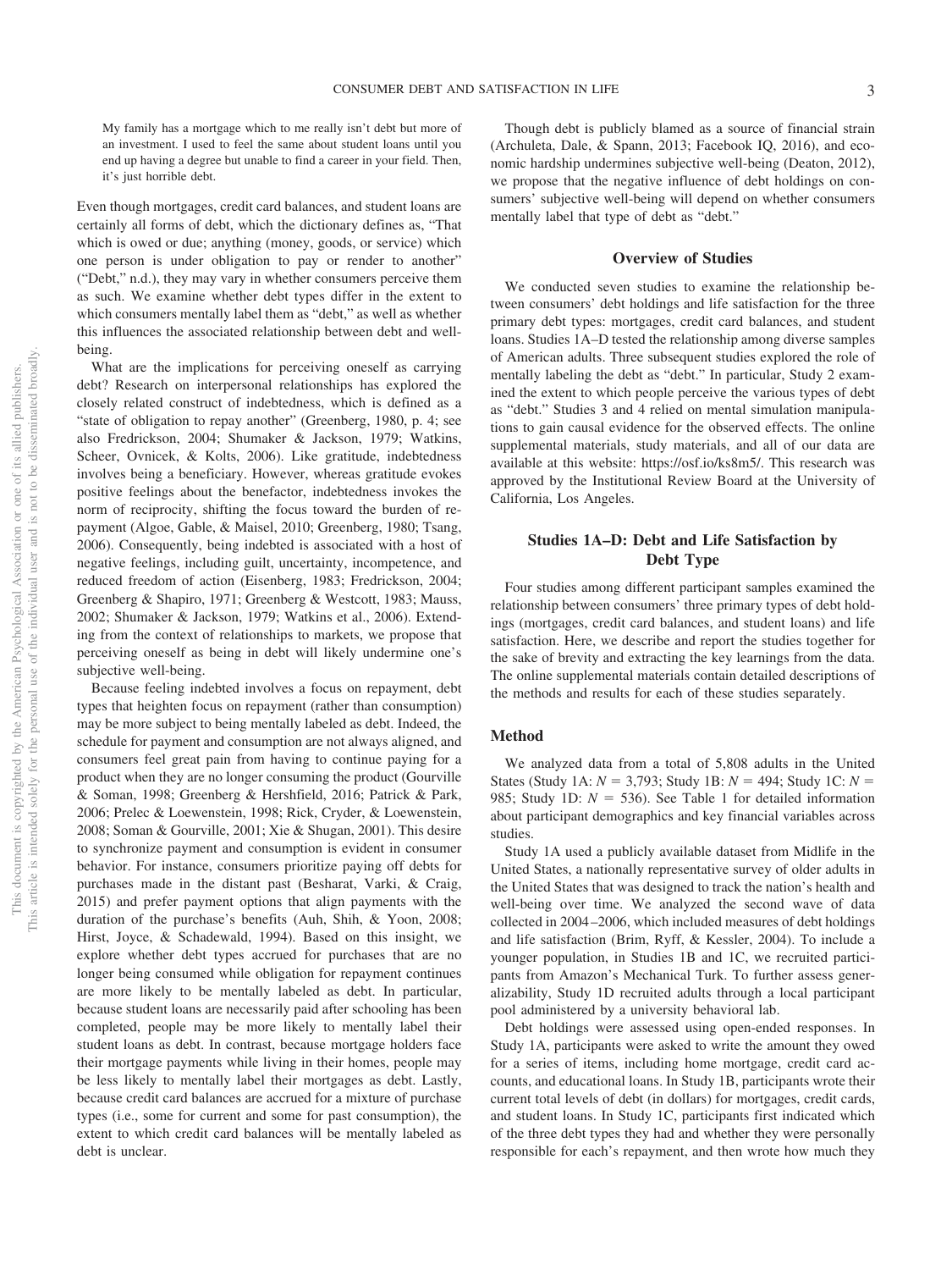> My family has a mortgage which to me really isn't debt but more of an investment. I used to feel the same about student loans until you end up having a degree but unable to find a career in your field. Then, it's just horrible debt.

Even though mortgages, credit card balances, and student loans are certainly all forms of debt, which the dictionary defines as, "That which is owed or due; anything (money, goods, or service) which one person is under obligation to pay or render to another" ("Debt," n.d.), they may vary in whether consumers perceive them as such. We examine whether debt types differ in the extent to which consumers mentally label them as "debt," as well as whether this influences the associated relationship between debt and well-being.

What are the implications for perceiving oneself as carrying debt? Research on interpersonal relationships has explored the closely related construct of indebtedness, which is defined as a "state of obligation to repay another" (Greenberg, 1980, p. 4; see also Fredrickson, 2004; Shumaker & Jackson, 1979; Watkins, Scheer, Ovnicek, & Kolts, 2006). Like gratitude, indebtedness involves being a beneficiary. However, whereas gratitude evokes positive feelings about the benefactor, indebtedness invokes the norm of reciprocity, shifting the focus toward the burden of repayment (Algoe, Gable, & Maisel, 2010; Greenberg, 1980; Tsang, 2006). Consequently, being indebted is associated with a host of negative feelings, including guilt, uncertainty, incompetence, and reduced freedom of action (Eisenberg, 1983; Fredrickson, 2004; Greenberg & Shapiro, 1971; Greenberg & Westcott, 1983; Mauss, 2002; Shumaker & Jackson, 1979; Watkins et al., 2006). Extending from the context of relationships to markets, we propose that perceiving oneself as being in debt will likely undermine one's subjective well-being.

Because feeling indebted involves a focus on repayment, debt types that heighten focus on repayment (rather than consumption) may be more subject to being mentally labeled as debt. Indeed, the schedule for payment and consumption are not always aligned, and consumers feel great pain from having to continue paying for a product when they are no longer consuming the product (Gourville & Soman, 1998; Greenberg & Hershfield, 2016; Patrick & Park, 2006; Prelec & Loewenstein, 1998; Rick, Cryder, & Loewenstein, 2008; Soman & Gourville, 2001; Xie & Shugan, 2001). This desire to synchronize payment and consumption is evident in consumer behavior. For instance, consumers prioritize paying off debts for purchases made in the distant past (Besharat, Varki, & Craig, 2015) and prefer payment options that align payments with the duration of the purchase's benefits (Auh, Shih, & Yoon, 2008; Hirst, Joyce, & Schadewald, 1994). Based on this insight, we explore whether debt types accrued for purchases that are no longer being consumed while obligation for repayment continues are more likely to be mentally labeled as debt. In particular, because student loans are necessarily paid after schooling has been completed, people may be more likely to mentally label their student loans as debt. In contrast, because mortgage holders face their mortgage payments while living in their homes, people may be less likely to mentally label their mortgages as debt. Lastly, because credit card balances are accrued for a mixture of purchase types (i.e., some for current and some for past consumption), the extent to which credit card balances will be mentally labeled as debt is unclear.

Though debt is publicly blamed as a source of financial strain (Archuleta, Dale, & Spann, 2013; Facebook IQ, 2016), and economic hardship undermines subjective well-being (Deaton, 2012), we propose that the negative influence of debt holdings on consumers' subjective well-being will depend on whether consumers mentally label that type of debt as "debt."

## Overview of Studies

We conducted seven studies to examine the relationship between consumers' debt holdings and life satisfaction for the three primary debt types: mortgages, credit card balances, and student loans. Studies 1A–D tested the relationship among diverse samples of American adults. Three subsequent studies explored the role of mentally labeling the debt as "debt." In particular, Study 2 examined the extent to which people perceive the various types of debt as "debt." Studies 3 and 4 relied on mental simulation manipulations to gain causal evidence for the observed effects. The online supplemental materials, study materials, and all of our data are available at this website: https://osf.io/ks8m5/. This research was approved by the Institutional Review Board at the University of California, Los Angeles.

## Studies 1A–D: Debt and Life Satisfaction by Debt Type

Four studies among different participant samples examined the relationship between consumers' three primary types of debt holdings (mortgages, credit card balances, and student loans) and life satisfaction. Here, we describe and report the studies together for the sake of brevity and extracting the key learnings from the data. The online supplemental materials contain detailed descriptions of the methods and results for each of these studies separately.

### Method

We analyzed data from a total of 5,808 adults in the United States (Study 1A: $N$ = 3,793; Study 1B: $N$ = 494; Study 1C: $N$ = 985; Study 1D: $N$ = 536). See Table 1 for detailed information about participant demographics and key financial variables across studies.

Study 1A used a publicly available dataset from Midlife in the United States, a nationally representative survey of older adults in the United States that was designed to track the nation's health and well-being over time. We analyzed the second wave of data collected in 2004–2006, which included measures of debt holdings and life satisfaction (Brim, Ryff, & Kessler, 2004). To include a younger population, in Studies 1B and 1C, we recruited participants from Amazon's Mechanical Turk. To further assess generalizability, Study 1D recruited adults through a local participant pool administered by a university behavioral lab.

Debt holdings were assessed using open-ended responses. In Study 1A, participants were asked to write the amount they owed for a series of items, including home mortgage, credit card accounts, and educational loans. In Study 1B, participants wrote their current total levels of debt (in dollars) for mortgages, credit cards, and student loans. In Study 1C, participants first indicated which of the three debt types they had and whether they were personally responsible for each's repayment, and then wrote how much they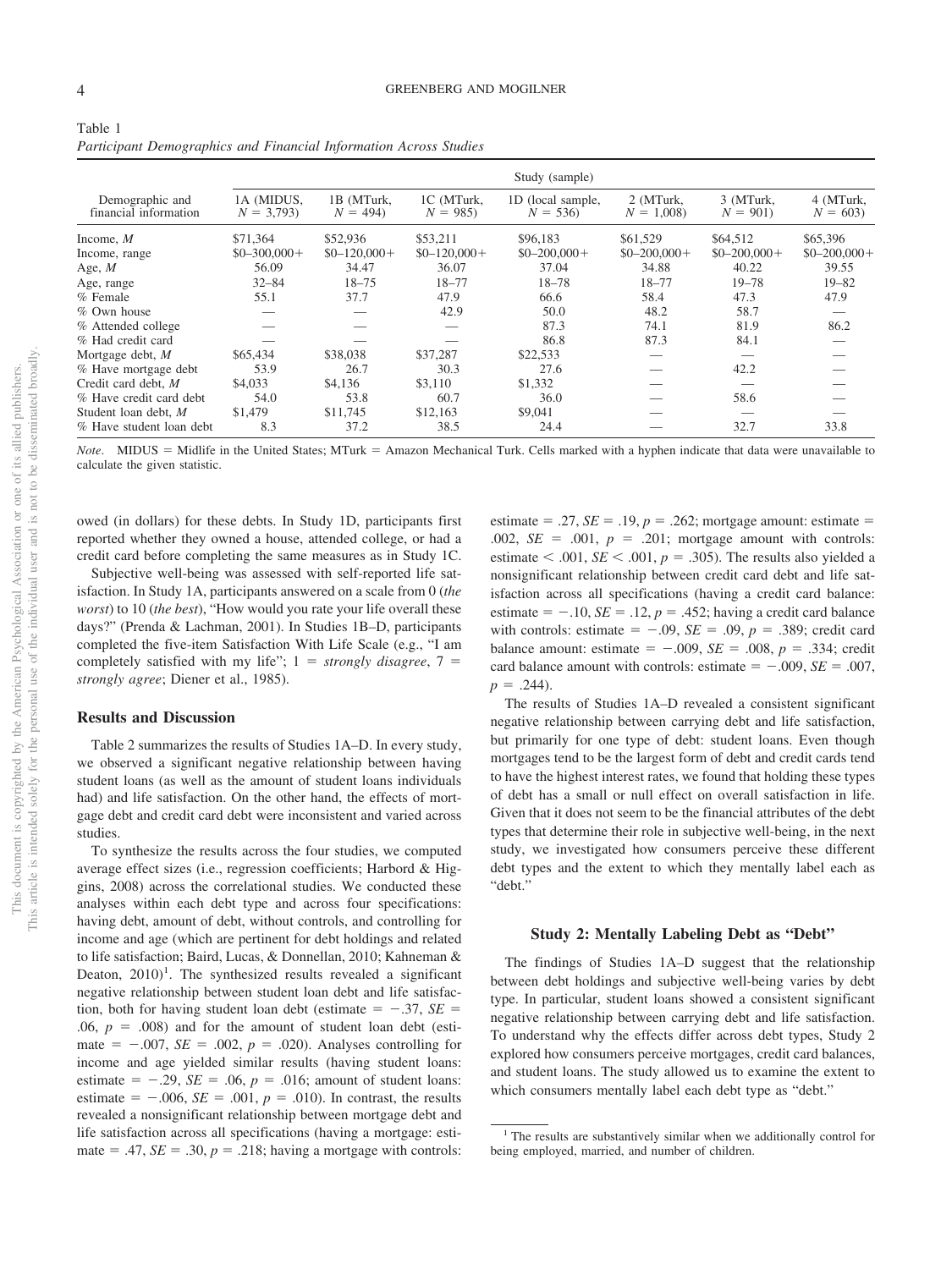Table 1
*Participant Demographics and Financial Information Across Studies*

| Demographic and financial information | Study (sample) | | | | | | |
|---|---|---|---|---|---|---|---|
| | 1A (MIDUS, $N$ = 3,793) | 1B (MTurk, $N$ = 494) | 1C (MTurk, $N$ = 985) | 1D (local sample, $N$ = 536) | 2 (MTurk, $N$ = 1,008) | 3 (MTurk, $N$ = 901) | 4 (MTurk, $N$ = 603) |
| Income, *M* | $71,364 | $52,936 | $53,211 | $96,183 | $61,529 | $64,512 | $65,396 |
| Income, range | $0–300,000+ | $0–120,000+ | $0–120,000+ | $0–200,000+ | $0–200,000+ | $0–200,000+ | $0–200,000+ |
| Age, *M* | 56.09 | 34.47 | 36.07 | 37.04 | 34.88 | 40.22 | 39.55 |
| Age, range | 32–84 | 18–75 | 18–77 | 18–78 | 18–77 | 19–78 | 19–82 |
| % Female | 55.1 | 37.7 | 47.9 | 66.6 | 58.4 | 47.3 | 47.9 |
| % Own house | — | — | 42.9 | 50.0 | 48.2 | 58.7 | — |
| % Attended college | — | — | — | 87.3 | 74.1 | 81.9 | 86.2 |
| % Had credit card | — | — | — | 86.8 | 87.3 | 84.1 | — |
| Mortgage debt, *M* | $65,434 | $38,038 | $37,287 | $22,533 | — | — | — |
| % Have mortgage debt | 53.9 | 26.7 | 30.3 | 27.6 | — | 42.2 | — |
| Credit card debt, *M* | $4,033 | $4,136 | $3,110 | $1,332 | — | — | — |
| % Have credit card debt | 54.0 | 53.8 | 60.7 | 36.0 | — | 58.6 | — |
| Student loan debt, *M* | $1,479 | $11,745 | $12,163 | $9,041 | — | — | — |
| % Have student loan debt | 8.3 | 37.2 | 38.5 | 24.4 | — | 32.7 | 33.8 |

*Note*. MIDUS = Midlife in the United States; MTurk = Amazon Mechanical Turk. Cells marked with a hyphen indicate that data were unavailable to calculate the given statistic.

owed (in dollars) for these debts. In Study 1D, participants first reported whether they owned a house, attended college, or had a credit card before completing the same measures as in Study 1C.

Subjective well-being was assessed with self-reported life satisfaction. In Study 1A, participants answered on a scale from 0 (*the worst*) to 10 (*the best*), "How would you rate your life overall these days?" (Prenda & Lachman, 2001). In Studies 1B–D, participants completed the five-item Satisfaction With Life Scale (e.g., "I am completely satisfied with my life"; 1 = *strongly disagree*, 7 = *strongly agree*; Diener et al., 1985).

### Results and Discussion

Table 2 summarizes the results of Studies 1A–D. In every study, we observed a significant negative relationship between having student loans (as well as the amount of student loans individuals had) and life satisfaction. On the other hand, the effects of mortgage debt and credit card debt were inconsistent and varied across studies.

To synthesize the results across the four studies, we computed average effect sizes (i.e., regression coefficients; Harbord & Higgins, 2008) across the correlational studies. We conducted these analyses within each debt type and across four specifications: having debt, amount of debt, without controls, and controlling for income and age (which are pertinent for debt holdings and related to life satisfaction; Baird, Lucas, & Donnellan, 2010; Kahneman & Deaton, 2010)[1]. The synthesized results revealed a significant negative relationship between student loan debt and life satisfaction, both for having student loan debt (estimate = −.37, $SE$ = .06, $p$ = .008) and for the amount of student loan debt (estimate = −.007, $SE$ = .002, $p$ = .020). Analyses controlling for income and age yielded similar results (having student loans: estimate = −.29, $SE$ = .06, $p$ = .016; amount of student loans: estimate = −.006, $SE$ = .001, $p$ = .010). In contrast, the results revealed a nonsignificant relationship between mortgage debt and life satisfaction across all specifications (having a mortgage: estimate = .47, $SE$ = .30, $p$ = .218; having a mortgage with controls: estimate = .27, $SE$ = .19, $p$ = .262; mortgage amount: estimate = .002, $SE$ = .001, $p$ = .201; mortgage amount with controls: estimate < .001, $SE$ < .001, $p$ = .305). The results also yielded a nonsignificant relationship between credit card debt and life satisfaction across all specifications (having a credit card balance: estimate = −.10, $SE$ = .12, $p$ = .452; having a credit card balance with controls: estimate = −.09, $SE$ = .09, $p$ = .389; credit card balance amount: estimate = −.009, $SE$ = .008, $p$ = .334; credit card balance amount with controls: estimate = −.009, $SE$ = .007, $p$ = .244).

The results of Studies 1A–D revealed a consistent significant negative relationship between carrying debt and life satisfaction, but primarily for one type of debt: student loans. Even though mortgages tend to be the largest form of debt and credit cards tend to have the highest interest rates, we found that holding these types of debt has a small or null effect on overall satisfaction in life. Given that it does not seem to be the financial attributes of the debt types that determine their role in subjective well-being, in the next study, we investigated how consumers perceive these different debt types and the extent to which they mentally label each as "debt."

## Study 2: Mentally Labeling Debt as "Debt"

The findings of Studies 1A–D suggest that the relationship between debt holdings and subjective well-being varies by debt type. In particular, student loans showed a consistent significant negative relationship between carrying debt and life satisfaction. To understand why the effects differ across debt types, Study 2 explored how consumers perceive mortgages, credit card balances, and student loans. The study allowed us to examine the extent to which consumers mentally label each debt type as "debt."

[1] The results are substantively similar when we additionally control for being employed, married, and number of children.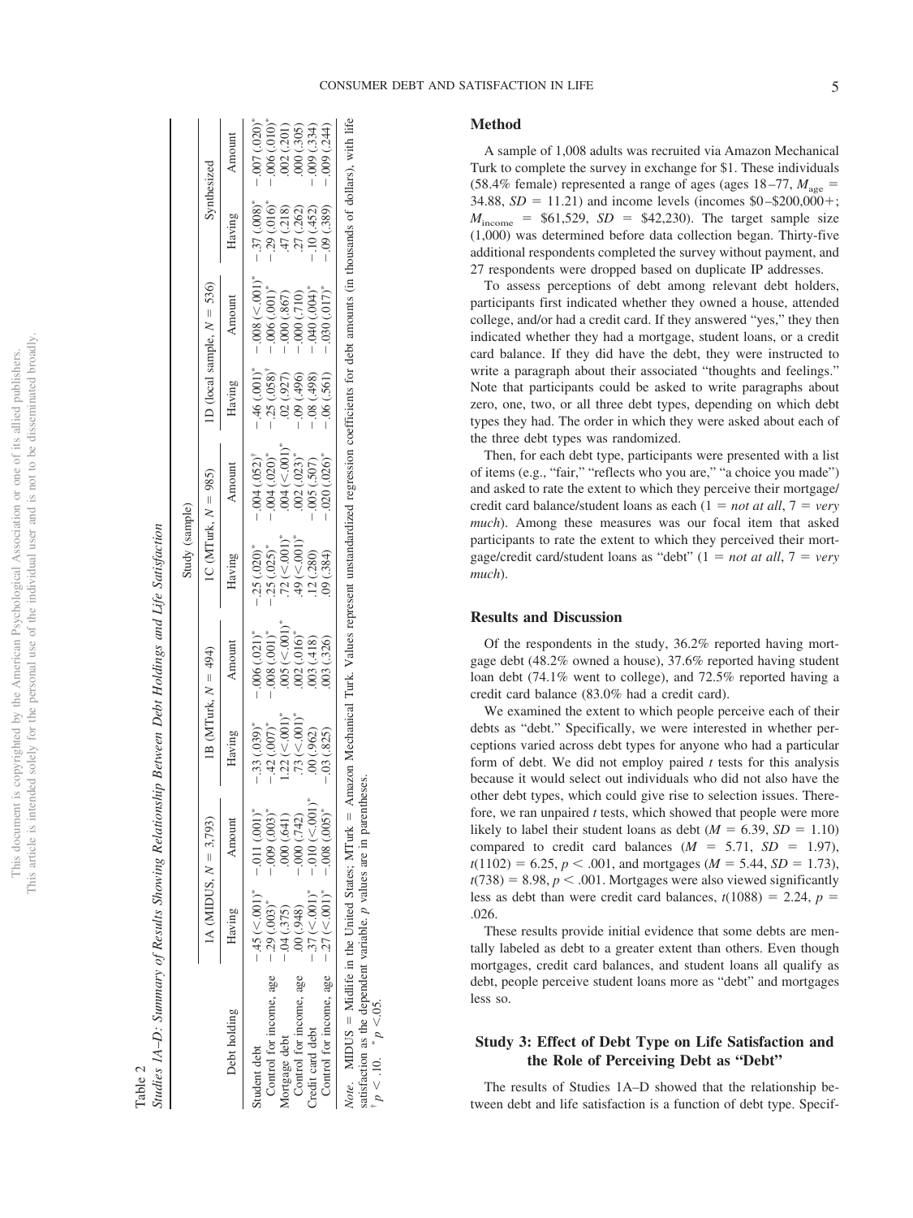Table 2

*Studies 1A–D: Summary of Results Showing Relationship Between Debt Holdings and Life Satisfaction*

| Debt holding | Study (sample) | | | | | | | | | |
|---|---|---|---|---|---|---|---|---|---|---|
| | 1A (MIDUS, *N* = 3,793) | | 1B (MTurk, *N* = 494) | | 1C (MTurk, *N* = 985) | | 1D (local sample, *N* = 536) | | Synthesized | |
| | Having | Amount | Having | Amount | Having | Amount | Having | Amount | Having | Amount |
| Student debt | −.45 (<.001)* | −.011 (.001)* | −.33 (.039)* | −.006 (.021)* | −.25 (.020)* | −.004 (.052)† | −.46 (.001)* | −.008 (<.001)* | −.37 (.008)* | −.007 (.020)* |
| Control for income, age | −.29 (.003)* | −.009 (.003)* | −.42 (.007)* | −.008 (.001)* | −.25 (.025)* | −.004 (.020)* | −.25 (.058)† | −.006 (.001)* | −.29 (.016)* | −.006 (.010)* |
| Mortgage debt | −.04 (.375) | .000 (.641) | 1.22 (<.001)* | .005 (<.001)* | .72 (<.001)* | .004 (<.001)* | .02 (.927) | −.000 (.867) | .47 (.218) | .002 (.201) |
| Control for income, age | .00 (.948) | −.000 (.742) | .73 (<.001)* | .002 (.016)* | .49 (<.001)* | .002 (.023)* | −.09 (.496) | −.000 (.710) | .27 (.262) | .000 (.305) |
| Credit card debt | −.37 (<.001)* | −.010 (<.001)* | .00 (.962) | .003 (.418) | .12 (.280) | −.005 (.507) | −.08 (.498) | −.040 (.004)* | −.10 (.452) | −.009 (.334) |
| Control for income, age | −.27 (<.001)* | −.008 (.005)* | −.03 (.825) | .003 (.326) | .09 (.384) | −.020 (.026)* | −.06 (.561) | −.030 (.017)* | −.09 (.389) | −.009 (.244) |

*Note.* MIDUS = Midlife in the United States; MTurk = Amazon Mechanical Turk. Values represent unstandardized regression coefficients for debt amounts (in thousands of dollars), with life satisfaction as the dependent variable. *p* values are in parentheses.
† $p < .10$. * $p < .05$.

### Method

A sample of 1,008 adults was recruited via Amazon Mechanical Turk to complete the survey in exchange for \$1. These individuals (58.4% female) represented a range of ages (ages 18–77, $M_{age}$ = 34.88, *SD* = 11.21) and income levels (incomes \$0–\$200,000+; $M_{income}$ = \$61,529, *SD* = \$42,230). The target sample size (1,000) was determined before data collection began. Thirty-five additional respondents completed the survey without payment, and 27 respondents were dropped based on duplicate IP addresses.

To assess perceptions of debt among relevant debt holders, participants first indicated whether they owned a house, attended college, and/or had a credit card. If they answered "yes," they then indicated whether they had a mortgage, student loans, or a credit card balance. If they did have the debt, they were instructed to write a paragraph about their associated "thoughts and feelings." Note that participants could be asked to write paragraphs about zero, one, two, or all three debt types, depending on which debt types they had. The order in which they were asked about each of the three debt types was randomized.

Then, for each debt type, participants were presented with a list of items (e.g., "fair," "reflects who you are," "a choice you made") and asked to rate the extent to which they perceive their mortgage/credit card balance/student loans as each (1 = *not at all*, 7 = *very much*). Among these measures was our focal item that asked participants to rate the extent to which they perceived their mortgage/credit card/student loans as "debt" (1 = *not at all*, 7 = *very much*).

### Results and Discussion

Of the respondents in the study, 36.2% reported having mortgage debt (48.2% owned a house), 37.6% reported having student loan debt (74.1% went to college), and 72.5% reported having a credit card balance (83.0% had a credit card).

We examined the extent to which people perceive each of their debts as "debt." Specifically, we were interested in whether perceptions varied across debt types for anyone who had a particular form of debt. We did not employ paired *t* tests for this analysis because it would select out individuals who did not also have the other debt types, which could give rise to selection issues. Therefore, we ran unpaired *t* tests, which showed that people were more likely to label their student loans as debt (*M* = 6.39, *SD* = 1.10) compared to credit card balances (*M* = 5.71, *SD* = 1.97), $t(1102) = 6.25$, $p < .001$, and mortgages (*M* = 5.44, *SD* = 1.73), $t(738) = 8.98$, $p < .001$. Mortgages were also viewed significantly less as debt than were credit card balances, $t(1088) = 2.24$, $p = .026$.

These results provide initial evidence that some debts are mentally labeled as debt to a greater extent than others. Even though mortgages, credit card balances, and student loans all qualify as debt, people perceive student loans more as "debt" and mortgages less so.

## Study 3: Effect of Debt Type on Life Satisfaction and the Role of Perceiving Debt as "Debt"

The results of Studies 1A–D showed that the relationship between debt and life satisfaction is a function of debt type. Specif-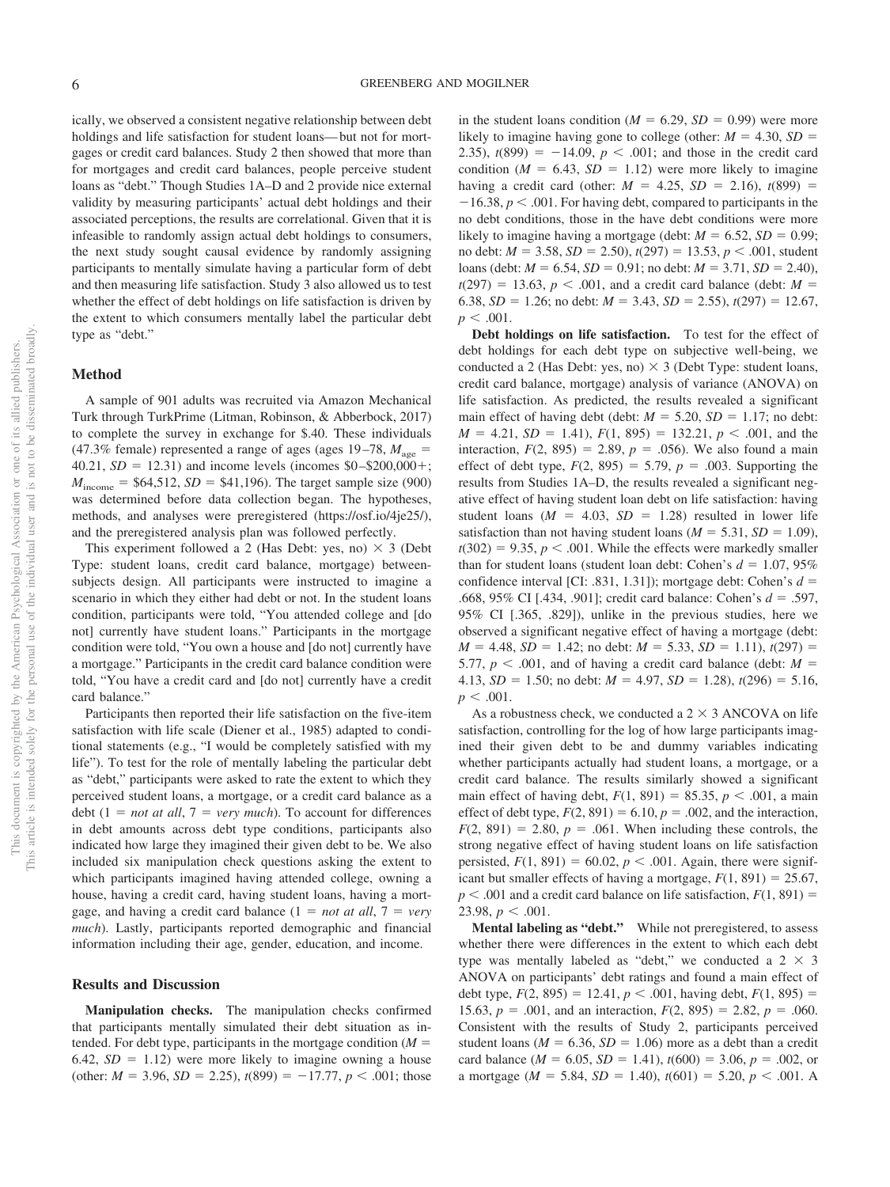ically, we observed a consistent negative relationship between debt holdings and life satisfaction for student loans—but not for mortgages or credit card balances. Study 2 then showed that more than for mortgages and credit card balances, people perceive student loans as "debt." Though Studies 1A–D and 2 provide nice external validity by measuring participants' actual debt holdings and their associated perceptions, the results are correlational. Given that it is infeasible to randomly assign actual debt holdings to consumers, the next study sought causal evidence by randomly assigning participants to mentally simulate having a particular form of debt and then measuring life satisfaction. Study 3 also allowed us to test whether the effect of debt holdings on life satisfaction is driven by the extent to which consumers mentally label the particular debt type as "debt."

## Method

A sample of 901 adults was recruited via Amazon Mechanical Turk through TurkPrime (Litman, Robinson, & Abberbock, 2017) to complete the survey in exchange for $.40. These individuals (47.3% female) represented a range of ages (ages 19–78, $M_{age}$ = 40.21, *SD* = 12.31) and income levels (incomes $0–$200,000+; $M_{income}$ = $64,512, *SD* = $41,196). The target sample size (900) was determined before data collection began. The hypotheses, methods, and analyses were preregistered (https://osf.io/4je25/), and the preregistered analysis plan was followed perfectly.

This experiment followed a 2 (Has Debt: yes, no) × 3 (Debt Type: student loans, credit card balance, mortgage) between-subjects design. All participants were instructed to imagine a scenario in which they either had debt or not. In the student loans condition, participants were told, "You attended college and [do not] currently have student loans." Participants in the mortgage condition were told, "You own a house and [do not] currently have a mortgage." Participants in the credit card balance condition were told, "You have a credit card and [do not] currently have a credit card balance."

Participants then reported their life satisfaction on the five-item satisfaction with life scale (Diener et al., 1985) adapted to conditional statements (e.g., "I would be completely satisfied with my life"). To test for the role of mentally labeling the particular debt as "debt," participants were asked to rate the extent to which they perceived student loans, a mortgage, or a credit card balance as a debt (1 = *not at all*, 7 = *very much*). To account for differences in debt amounts across debt type conditions, participants also indicated how large they imagined their given debt to be. We also included six manipulation check questions asking the extent to which participants imagined having attended college, owning a house, having a credit card, having student loans, having a mortgage, and having a credit card balance (1 = *not at all*, 7 = *very much*). Lastly, participants reported demographic and financial information including their age, gender, education, and income.

## Results and Discussion

**Manipulation checks.** The manipulation checks confirmed that participants mentally simulated their debt situation as intended. For debt type, participants in the mortgage condition (*M* = 6.42, *SD* = 1.12) were more likely to imagine owning a house (other: *M* = 3.96, *SD* = 2.25), $t(899) = -17.77$, $p < .001$; those in the student loans condition (*M* = 6.29, *SD* = 0.99) were more likely to imagine having gone to college (other: *M* = 4.30, *SD* = 2.35), $t(899) = -14.09$, $p < .001$; and those in the credit card condition (*M* = 6.43, *SD* = 1.12) were more likely to imagine having a credit card (other: *M* = 4.25, *SD* = 2.16), $t(899) = -16.38$, $p < .001$. For having debt, compared to participants in the no debt conditions, those in the have debt conditions were more likely to imagine having a mortgage (debt: *M* = 6.52, *SD* = 0.99; no debt: *M* = 3.58, *SD* = 2.50), $t(297) = 13.53$, $p < .001$, student loans (debt: *M* = 6.54, *SD* = 0.91; no debt: *M* = 3.71, *SD* = 2.40), $t(297) = 13.63$, $p < .001$, and a credit card balance (debt: *M* = 6.38, *SD* = 1.26; no debt: *M* = 3.43, *SD* = 2.55), $t(297) = 12.67$, $p < .001$.

**Debt holdings on life satisfaction.** To test for the effect of debt holdings for each debt type on subjective well-being, we conducted a 2 (Has Debt: yes, no) × 3 (Debt Type: student loans, credit card balance, mortgage) analysis of variance (ANOVA) on life satisfaction. As predicted, the results revealed a significant main effect of having debt (debt: *M* = 5.20, *SD* = 1.17; no debt: *M* = 4.21, *SD* = 1.41), $F(1, 895) = 132.21$, $p < .001$, and the interaction, $F(2, 895) = 2.89$, $p = .056$). We also found a main effect of debt type, $F(2, 895) = 5.79$, $p = .003$. Supporting the results from Studies 1A–D, the results revealed a significant negative effect of having student loan debt on life satisfaction: having student loans (*M* = 4.03, *SD* = 1.28) resulted in lower life satisfaction than not having student loans (*M* = 5.31, *SD* = 1.09), $t(302) = 9.35$, $p < .001$. While the effects were markedly smaller than for student loans (student loan debt: Cohen's *d* = 1.07, 95% confidence interval [CI: .831, 1.31]); mortgage debt: Cohen's *d* = .668, 95% CI [.434, .901]; credit card balance: Cohen's *d* = .597, 95% CI [.365, .829]), unlike in the previous studies, here we observed a significant negative effect of having a mortgage (debt: *M* = 4.48, *SD* = 1.42; no debt: *M* = 5.33, *SD* = 1.11), $t(297) = 5.77$, $p < .001$, and of having a credit card balance (debt: *M* = 4.13, *SD* = 1.50; no debt: *M* = 4.97, *SD* = 1.28), $t(296) = 5.16$, $p < .001$.

As a robustness check, we conducted a 2 × 3 ANCOVA on life satisfaction, controlling for the log of how large participants imagined their given debt to be and dummy variables indicating whether participants actually had student loans, a mortgage, or a credit card balance. The results similarly showed a significant main effect of having debt, $F(1, 891) = 85.35$, $p < .001$, a main effect of debt type, $F(2, 891) = 6.10$, $p = .002$, and the interaction, $F(2, 891) = 2.80$, $p = .061$. When including these controls, the strong negative effect of having student loans on life satisfaction persisted, $F(1, 891) = 60.02$, $p < .001$. Again, there were significant but smaller effects of having a mortgage, $F(1, 891) = 25.67$, $p < .001$ and a credit card balance on life satisfaction, $F(1, 891) = 23.98$, $p < .001$.

**Mental labeling as "debt."** While not preregistered, to assess whether there were differences in the extent to which each debt type was mentally labeled as "debt," we conducted a 2 × 3 ANOVA on participants' debt ratings and found a main effect of debt type, $F(2, 895) = 12.41$, $p < .001$, having debt, $F(1, 895) = 15.63$, $p = .001$, and an interaction, $F(2, 895) = 2.82$, $p = .060$. Consistent with the results of Study 2, participants perceived student loans (*M* = 6.36, *SD* = 1.06) more as a debt than a credit card balance (*M* = 6.05, *SD* = 1.41), $t(600) = 3.06$, $p = .002$, or a mortgage (*M* = 5.84, *SD* = 1.40), $t(601) = 5.20$, $p < .001$. A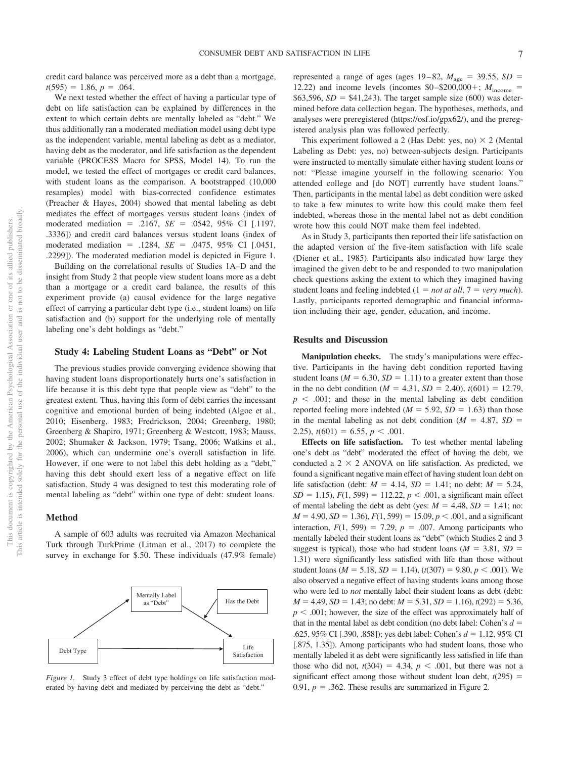credit card balance was perceived more as a debt than a mortgage, $t(595) = 1.86$, $p = .064$.

We next tested whether the effect of having a particular type of debt on life satisfaction can be explained by differences in the extent to which certain debts are mentally labeled as "debt." We thus additionally ran a moderated mediation model using debt type as the independent variable, mental labeling as debt as a mediator, having debt as the moderator, and life satisfaction as the dependent variable (PROCESS Macro for SPSS, Model 14). To run the model, we tested the effect of mortgages or credit card balances, with student loans as the comparison. A bootstrapped (10,000 resamples) model with bias-corrected confidence estimates (Preacher & Hayes, 2004) showed that mental labeling as debt mediates the effect of mortgages versus student loans (index of moderated mediation = .2167, *SE* = .0542, 95% CI [.1197, .3336]) and credit card balances versus student loans (index of moderated mediation = .1284, *SE* = .0475, 95% CI [.0451, .2299]). The moderated mediation model is depicted in Figure 1.

Building on the correlational results of Studies 1A–D and the insight from Study 2 that people view student loans more as a debt than a mortgage or a credit card balance, the results of this experiment provide (a) causal evidence for the large negative effect of carrying a particular debt type (i.e., student loans) on life satisfaction and (b) support for the underlying role of mentally labeling one's debt holdings as "debt."

## Study 4: Labeling Student Loans as "Debt" or Not

The previous studies provide converging evidence showing that having student loans disproportionately hurts one's satisfaction in life because it is this debt type that people view as "debt" to the greatest extent. Thus, having this form of debt carries the incessant cognitive and emotional burden of being indebted (Algoe et al., 2010; Eisenberg, 1983; Fredrickson, 2004; Greenberg, 1980; Greenberg & Shapiro, 1971; Greenberg & Westcott, 1983; Mauss, 2002; Shumaker & Jackson, 1979; Tsang, 2006; Watkins et al., 2006), which can undermine one's overall satisfaction in life. However, if one were to not label this debt holding as a "debt," having this debt should exert less of a negative effect on life satisfaction. Study 4 was designed to test this moderating role of mental labeling as "debt" within one type of debt: student loans.

### Method

A sample of 603 adults was recruited via Amazon Mechanical Turk through TurkPrime (Litman et al., 2017) to complete the survey in exchange for $.50. These individuals (47.9% female) represented a range of ages (ages 19–82, $M_{age} = 39.55$, $SD = 12.22$) and income levels (incomes $0–$200,000+; $M_{income} = \$63{,}596$, $SD = \$41{,}243$). The target sample size (600) was determined before data collection began. The hypotheses, methods, and analyses were preregistered (https://osf.io/gpx62/), and the preregistered analysis plan was followed perfectly.

This experiment followed a 2 (Has Debt: yes, no) × 2 (Mental Labeling as Debt: yes, no) between-subjects design. Participants were instructed to mentally simulate either having student loans or not: "Please imagine yourself in the following scenario: You attended college and [do NOT] currently have student loans." Then, participants in the mental label as debt condition were asked to take a few minutes to write how this could make them feel indebted, whereas those in the mental label not as debt condition wrote how this could NOT make them feel indebted.

As in Study 3, participants then reported their life satisfaction on the adapted version of the five-item satisfaction with life scale (Diener et al., 1985). Participants also indicated how large they imagined the given debt to be and responded to two manipulation check questions asking the extent to which they imagined having student loans and feeling indebted (1 = *not at all*, 7 = *very much*). Lastly, participants reported demographic and financial information including their age, gender, education, and income.

### Results and Discussion

**Manipulation checks.** The study's manipulations were effective. Participants in the having debt condition reported having student loans ($M = 6.30$, $SD = 1.11$) to a greater extent than those in the no debt condition ($M = 4.31$, $SD = 2.40$), $t(601) = 12.79$, $p < .001$; and those in the mental labeling as debt condition reported feeling more indebted ($M = 5.92$, $SD = 1.63$) than those in the mental labeling as not debt condition ($M = 4.87$, $SD = 2.25$), $t(601) = 6.55$, $p < .001$.

**Effects on life satisfaction.** To test whether mental labeling one's debt as "debt" moderated the effect of having the debt, we conducted a 2 × 2 ANOVA on life satisfaction. As predicted, we found a significant negative main effect of having student loan debt on life satisfaction (debt: $M = 4.14$, $SD = 1.41$; no debt: $M = 5.24$, $SD = 1.15$), $F(1, 599) = 112.22$, $p < .001$, a significant main effect of mental labeling the debt as debt (yes: $M = 4.48$, $SD = 1.41$; no: $M = 4.90$, $SD = 1.36$), $F(1, 599) = 15.09$, $p < .001$, and a significant interaction, $F(1, 599) = 7.29$, $p = .007$. Among participants who mentally labeled their student loans as "debt" (which Studies 2 and 3 suggest is typical), those who had student loans ($M = 3.81$, $SD = 1.31$) were significantly less satisfied with life than those without student loans ($M = 5.18$, $SD = 1.14$), ($t(307) = 9.80$, $p < .001$). We also observed a negative effect of having students loans among those who were led to *not* mentally label their student loans as debt (debt: $M = 4.49$, $SD = 1.43$; no debt: $M = 5.31$, $SD = 1.16$), $t(292) = 5.36$, $p < .001$; however, the size of the effect was approximately half of that in the mental label as debt condition (no debt label: Cohen's $d = .625$, 95% CI [.390, .858]); yes debt label: Cohen's $d = 1.12$, 95% CI [.875, 1.35]). Among participants who had student loans, those who mentally labeled it as debt were significantly less satisfied in life than those who did not, $t(304) = 4.34$, $p < .001$, but there was not a significant effect among those without student loan debt, $t(295) = 0.91$, $p = .362$. These results are summarized in Figure 2.

*Figure 1.* Study 3 effect of debt type holdings on life satisfaction moderated by having debt and mediated by perceiving the debt as "debt."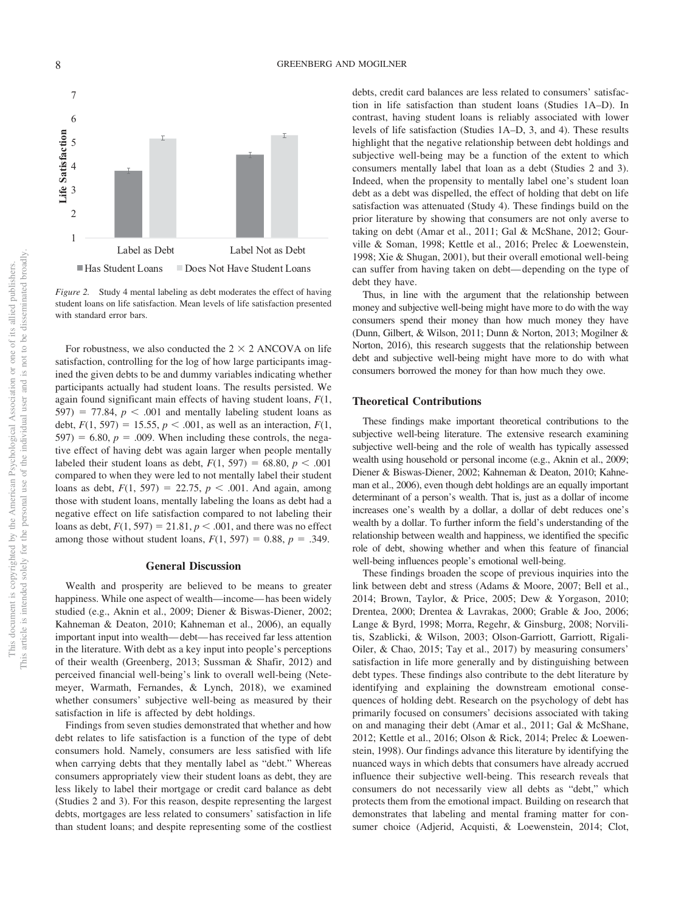*Figure 2.* Study 4 mental labeling as debt moderates the effect of having student loans on life satisfaction. Mean levels of life satisfaction presented with standard error bars.

For robustness, we also conducted the 2 × 2 ANCOVA on life satisfaction, controlling for the log of how large participants imagined the given debts to be and dummy variables indicating whether participants actually had student loans. The results persisted. We again found significant main effects of having student loans, $F(1, 597) = 77.84$, $p < .001$ and mentally labeling student loans as debt, $F(1, 597) = 15.55$, $p < .001$, as well as an interaction, $F(1, 597) = 6.80$, $p = .009$. When including these controls, the negative effect of having debt was again larger when people mentally labeled their student loans as debt, $F(1, 597) = 68.80$, $p < .001$ compared to when they were led to not mentally label their student loans as debt, $F(1, 597) = 22.75$, $p < .001$. And again, among those with student loans, mentally labeling the loans as debt had a negative effect on life satisfaction compared to not labeling their loans as debt, $F(1, 597) = 21.81$, $p < .001$, and there was no effect among those without student loans, $F(1, 597) = 0.88$, $p = .349$.

## General Discussion

Wealth and prosperity are believed to be means to greater happiness. While one aspect of wealth—income—has been widely studied (e.g., Aknin et al., 2009; Diener & Biswas-Diener, 2002; Kahneman & Deaton, 2010; Kahneman et al., 2006), an equally important input into wealth—debt—has received far less attention in the literature. With debt as a key input into people's perceptions of their wealth (Greenberg, 2013; Sussman & Shafir, 2012) and perceived financial well-being's link to overall well-being (Netemeyer, Warmath, Fernandes, & Lynch, 2018), we examined whether consumers' subjective well-being as measured by their satisfaction in life is affected by debt holdings.

Findings from seven studies demonstrated that whether and how debt relates to life satisfaction is a function of the type of debt consumers hold. Namely, consumers are less satisfied with life when carrying debts that they mentally label as "debt." Whereas consumers appropriately view their student loans as debt, they are less likely to label their mortgage or credit card balance as debt (Studies 2 and 3). For this reason, despite representing the largest debts, mortgages are less related to consumers' satisfaction in life than student loans; and despite representing some of the costliest debts, credit card balances are less related to consumers' satisfaction in life satisfaction than student loans (Studies 1A–D). In contrast, having student loans is reliably associated with lower levels of life satisfaction (Studies 1A–D, 3, and 4). These results highlight that the negative relationship between debt holdings and subjective well-being may be a function of the extent to which consumers mentally label that loan as a debt (Studies 2 and 3). Indeed, when the propensity to mentally label one's student loan debt as a debt was dispelled, the effect of holding that debt on life satisfaction was attenuated (Study 4). These findings build on the prior literature by showing that consumers are not only averse to taking on debt (Amar et al., 2011; Gal & McShane, 2012; Gourville & Soman, 1998; Kettle et al., 2016; Prelec & Loewenstein, 1998; Xie & Shugan, 2001), but their overall emotional well-being can suffer from having taken on debt—depending on the type of debt they have.

Thus, in line with the argument that the relationship between money and subjective well-being might have more to do with the way consumers spend their money than how much money they have (Dunn, Gilbert, & Wilson, 2011; Dunn & Norton, 2013; Mogilner & Norton, 2016), this research suggests that the relationship between debt and subjective well-being might have more to do with what consumers borrowed the money for than how much they owe.

### Theoretical Contributions

These findings make important theoretical contributions to the subjective well-being literature. The extensive research examining subjective well-being and the role of wealth has typically assessed wealth using household or personal income (e.g., Aknin et al., 2009; Diener & Biswas-Diener, 2002; Kahneman & Deaton, 2010; Kahneman et al., 2006), even though debt holdings are an equally important determinant of a person's wealth. That is, just as a dollar of income increases one's wealth by a dollar, a dollar of debt reduces one's wealth by a dollar. To further inform the field's understanding of the relationship between wealth and happiness, we identified the specific role of debt, showing whether and when this feature of financial well-being influences people's emotional well-being.

These findings broaden the scope of previous inquiries into the link between debt and stress (Adams & Moore, 2007; Bell et al., 2014; Brown, Taylor, & Price, 2005; Dew & Yorgason, 2010; Drentea, 2000; Drentea & Lavrakas, 2000; Grable & Joo, 2006; Lange & Byrd, 1998; Morra, Regehr, & Ginsburg, 2008; Norvilitis, Szablicki, & Wilson, 2003; Olson-Garriott, Garriott, Rigali-Oiler, & Chao, 2015; Tay et al., 2017) by measuring consumers' satisfaction in life more generally and by distinguishing between debt types. These findings also contribute to the debt literature by identifying and explaining the downstream emotional consequences of holding debt. Research on the psychology of debt has primarily focused on consumers' decisions associated with taking on and managing their debt (Amar et al., 2011; Gal & McShane, 2012; Kettle et al., 2016; Olson & Rick, 2014; Prelec & Loewenstein, 1998). Our findings advance this literature by identifying the nuanced ways in which debts that consumers have already accrued influence their subjective well-being. This research reveals that consumers do not necessarily view all debts as "debt," which protects them from the emotional impact. Building on research that demonstrates that labeling and mental framing matter for consumer choice (Adjerid, Acquisti, & Loewenstein, 2014; Clot,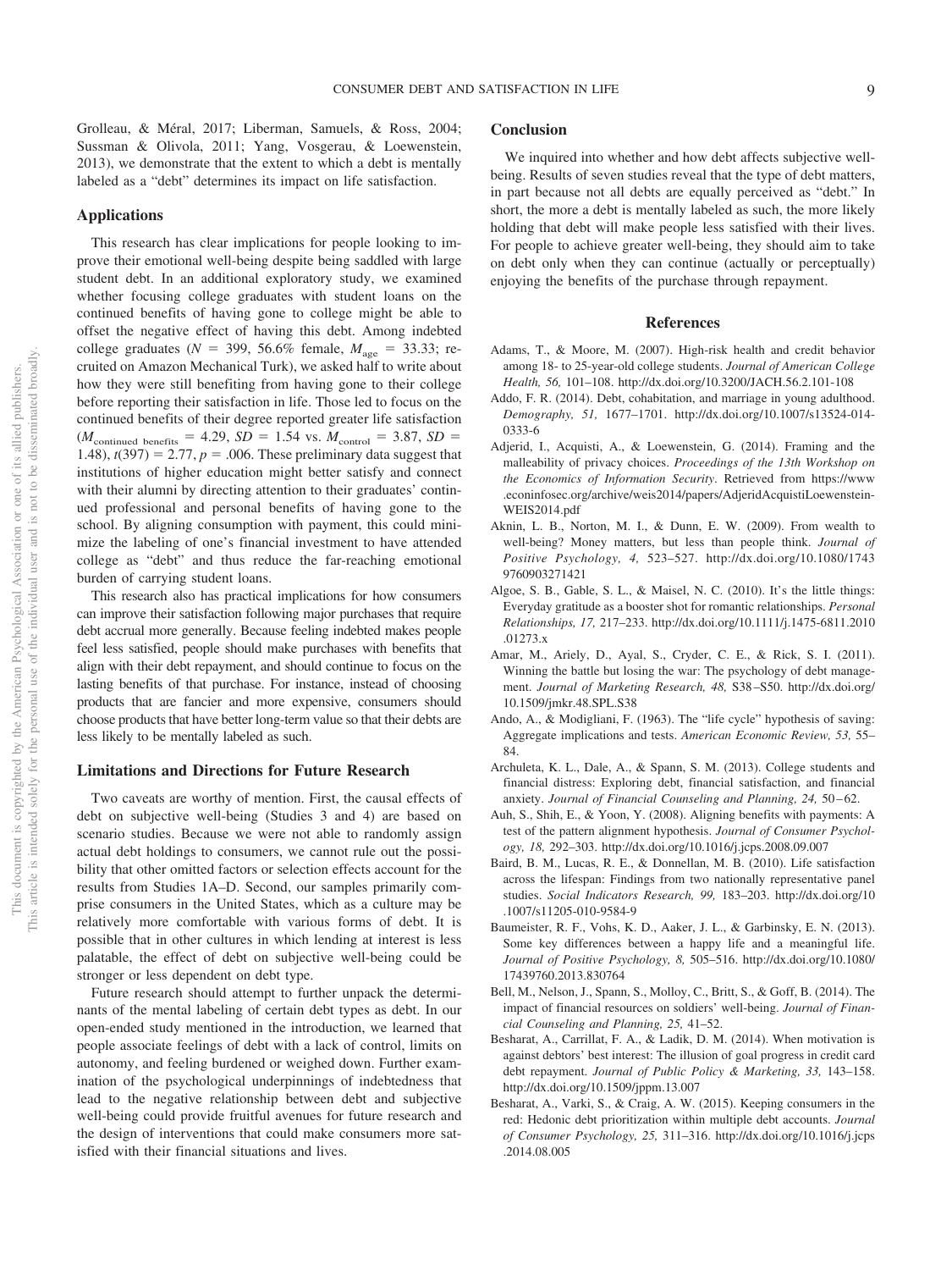Grolleau, & Méral, 2017; Liberman, Samuels, & Ross, 2004; Sussman & Olivola, 2011; Yang, Vosgerau, & Loewenstein, 2013), we demonstrate that the extent to which a debt is mentally labeled as a "debt" determines its impact on life satisfaction.

## Applications

This research has clear implications for people looking to improve their emotional well-being despite being saddled with large student debt. In an additional exploratory study, we examined whether focusing college graduates with student loans on the continued benefits of having gone to college might be able to offset the negative effect of having this debt. Among indebted college graduates ($N$ = 399, 56.6% female, $M_{age}$ = 33.33; recruited on Amazon Mechanical Turk), we asked half to write about how they were still benefiting from having gone to their college before reporting their satisfaction in life. Those led to focus on the continued benefits of their degree reported greater life satisfaction ($M_{\text{continued benefits}}$ = 4.29, $SD$ = 1.54 vs. $M_{\text{control}}$ = 3.87, $SD$ = 1.48), $t(397)$ = 2.77, $p$ = .006. These preliminary data suggest that institutions of higher education might better satisfy and connect with their alumni by directing attention to their graduates' continued professional and personal benefits of having gone to the school. By aligning consumption with payment, this could minimize the labeling of one's financial investment to have attended college as "debt" and thus reduce the far-reaching emotional burden of carrying student loans.

This research also has practical implications for how consumers can improve their satisfaction following major purchases that require debt accrual more generally. Because feeling indebted makes people feel less satisfied, people should make purchases with benefits that align with their debt repayment, and should continue to focus on the lasting benefits of that purchase. For instance, instead of choosing products that are fancier and more expensive, consumers should choose products that have better long-term value so that their debts are less likely to be mentally labeled as such.

## Limitations and Directions for Future Research

Two caveats are worthy of mention. First, the causal effects of debt on subjective well-being (Studies 3 and 4) are based on scenario studies. Because we were not able to randomly assign actual debt holdings to consumers, we cannot rule out the possibility that other omitted factors or selection effects account for the results from Studies 1A–D. Second, our samples primarily comprise consumers in the United States, which as a culture may be relatively more comfortable with various forms of debt. It is possible that in other cultures in which lending at interest is less palatable, the effect of debt on subjective well-being could be stronger or less dependent on debt type.

Future research should attempt to further unpack the determinants of the mental labeling of certain debt types as debt. In our open-ended study mentioned in the introduction, we learned that people associate feelings of debt with a lack of control, limits on autonomy, and feeling burdened or weighed down. Further examination of the psychological underpinnings of indebtedness that lead to the negative relationship between debt and subjective well-being could provide fruitful avenues for future research and the design of interventions that could make consumers more satisfied with their financial situations and lives.

## Conclusion

We inquired into whether and how debt affects subjective well-being. Results of seven studies reveal that the type of debt matters, in part because not all debts are equally perceived as "debt." In short, the more a debt is mentally labeled as such, the more likely holding that debt will make people less satisfied with their lives. For people to achieve greater well-being, they should aim to take on debt only when they can continue (actually or perceptually) enjoying the benefits of the purchase through repayment.

## References

Adams, T., & Moore, M. (2007). High-risk health and credit behavior among 18- to 25-year-old college students. *Journal of American College Health, 56,* 101–108. http://dx.doi.org/10.3200/JACH.56.2.101-108

Addo, F. R. (2014). Debt, cohabitation, and marriage in young adulthood. *Demography, 51,* 1677–1701. http://dx.doi.org/10.1007/s13524-014-0333-6

Adjerid, I., Acquisti, A., & Loewenstein, G. (2014). Framing and the malleability of privacy choices. *Proceedings of the 13th Workshop on the Economics of Information Security*. Retrieved from https://www.econinfosec.org/archive/weis2014/papers/AdjeridAcquistiLoewenstein-WEIS2014.pdf

Aknin, L. B., Norton, M. I., & Dunn, E. W. (2009). From wealth to well-being? Money matters, but less than people think. *Journal of Positive Psychology, 4,* 523–527. http://dx.doi.org/10.1080/17439760903271421

Algoe, S. B., Gable, S. L., & Maisel, N. C. (2010). It's the little things: Everyday gratitude as a booster shot for romantic relationships. *Personal Relationships, 17,* 217–233. http://dx.doi.org/10.1111/j.1475-6811.2010.01273.x

Amar, M., Ariely, D., Ayal, S., Cryder, C. E., & Rick, S. I. (2011). Winning the battle but losing the war: The psychology of debt management. *Journal of Marketing Research, 48,* S38–S50. http://dx.doi.org/10.1509/jmkr.48.SPL.S38

Ando, A., & Modigliani, F. (1963). The "life cycle" hypothesis of saving: Aggregate implications and tests. *American Economic Review, 53,* 55–84.

Archuleta, K. L., Dale, A., & Spann, S. M. (2013). College students and financial distress: Exploring debt, financial satisfaction, and financial anxiety. *Journal of Financial Counseling and Planning, 24,* 50–62.

Auh, S., Shih, E., & Yoon, Y. (2008). Aligning benefits with payments: A test of the pattern alignment hypothesis. *Journal of Consumer Psychology, 18,* 292–303. http://dx.doi.org/10.1016/j.jcps.2008.09.007

Baird, B. M., Lucas, R. E., & Donnellan, M. B. (2010). Life satisfaction across the lifespan: Findings from two nationally representative panel studies. *Social Indicators Research, 99,* 183–203. http://dx.doi.org/10.1007/s11205-010-9584-9

Baumeister, R. F., Vohs, K. D., Aaker, J. L., & Garbinsky, E. N. (2013). Some key differences between a happy life and a meaningful life. *Journal of Positive Psychology, 8,* 505–516. http://dx.doi.org/10.1080/17439760.2013.830764

Bell, M., Nelson, J., Spann, S., Molloy, C., Britt, S., & Goff, B. (2014). The impact of financial resources on soldiers' well-being. *Journal of Financial Counseling and Planning, 25,* 41–52.

Besharat, A., Carrillat, F. A., & Ladik, D. M. (2014). When motivation is against debtors' best interest: The illusion of goal progress in credit card debt repayment. *Journal of Public Policy & Marketing, 33,* 143–158. http://dx.doi.org/10.1509/jppm.13.007

Besharat, A., Varki, S., & Craig, A. W. (2015). Keeping consumers in the red: Hedonic debt prioritization within multiple debt accounts. *Journal of Consumer Psychology, 25,* 311–316. http://dx.doi.org/10.1016/j.jcps.2014.08.005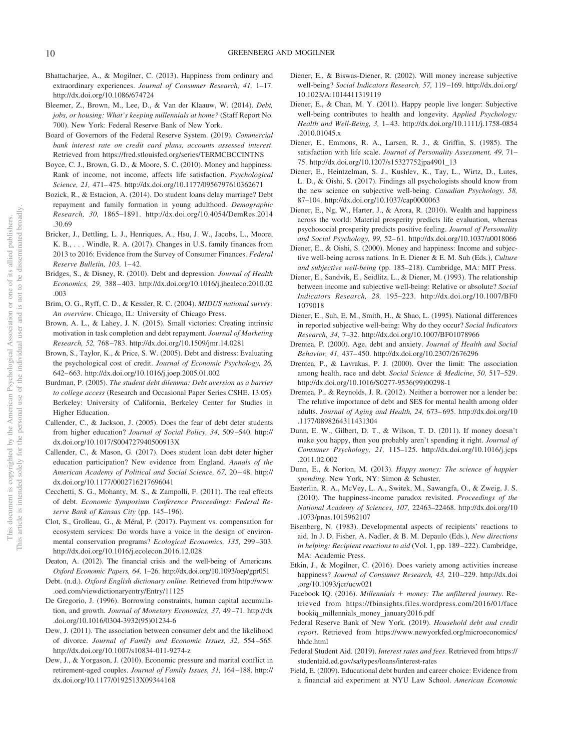Bhattacharjee, A., & Mogilner, C. (2013). Happiness from ordinary and extraordinary experiences. *Journal of Consumer Research, 41,* 1–17. http://dx.doi.org/10.1086/674724

Bleemer, Z., Brown, M., Lee, D., & Van der Klaauw, W. (2014). *Debt, jobs, or housing: What's keeping millennials at home?* (Staff Report No. 700). New York: Federal Reserve Bank of New York.

Board of Governors of the Federal Reserve System. (2019). *Commercial bank interest rate on credit card plans, accounts assessed interest*. Retrieved from https://fred.stlouisfed.org/series/TERMCBCCINTNS

Boyce, C. J., Brown, G. D., & Moore, S. C. (2010). Money and happiness: Rank of income, not income, affects life satisfaction. *Psychological Science, 21,* 471–475. http://dx.doi.org/10.1177/0956797610362671

Bozick, R., & Estacion, A. (2014). Do student loans delay marriage? Debt repayment and family formation in young adulthood. *Demographic Research, 30,* 1865–1891. http://dx.doi.org/10.4054/DemRes.2014.30.69

Bricker, J., Dettling, L. J., Henriques, A., Hsu, J. W., Jacobs, L., Moore, K. B., . . . Windle, R. A. (2017). Changes in U.S. family finances from 2013 to 2016: Evidence from the Survey of Consumer Finances. *Federal Reserve Bulletin, 103,* 1–42.

Bridges, S., & Disney, R. (2010). Debt and depression. *Journal of Health Economics, 29,* 388–403. http://dx.doi.org/10.1016/j.jhealeco.2010.02.003

Brim, O. G., Ryff, C. D., & Kessler, R. C. (2004). *MIDUS national survey: An overview*. Chicago, IL: University of Chicago Press.

Brown, A. L., & Lahey, J. N. (2015). Small victories: Creating intrinsic motivation in task completion and debt repayment. *Journal of Marketing Research, 52,* 768–783. http://dx.doi.org/10.1509/jmr.14.0281

Brown, S., Taylor, K., & Price, S. W. (2005). Debt and distress: Evaluating the psychological cost of credit. *Journal of Economic Psychology, 26,* 642–663. http://dx.doi.org/10.1016/j.joep.2005.01.002

Burdman, P. (2005). *The student debt dilemma: Debt aversion as a barrier to college access* (Research and Occasional Paper Series CSHE. 13.05). Berkeley: University of California, Berkeley Center for Studies in Higher Education.

Callender, C., & Jackson, J. (2005). Does the fear of debt deter students from higher education? *Journal of Social Policy, 34,* 509–540. http://dx.doi.org/10.1017/S004727940500913X

Callender, C., & Mason, G. (2017). Does student loan debt deter higher education participation? New evidence from England. *Annals of the American Academy of Political and Social Science, 67,* 20–48. http://dx.doi.org/10.1177/0002716217696041

Cecchetti, S. G., Mohanty, M. S., & Zampolli, F. (2011). The real effects of debt. *Economic Symposium Conference Proceedings: Federal Reserve Bank of Kansas City* (pp. 145–196).

Clot, S., Grolleau, G., & Méral, P. (2017). Payment vs. compensation for ecosystem services: Do words have a voice in the design of environmental conservation programs? *Ecological Economics, 135,* 299–303. http://dx.doi.org/10.1016/j.ecolecon.2016.12.028

Deaton, A. (2012). The financial crisis and the well-being of Americans. *Oxford Economic Papers, 64,* 1–26. http://dx.doi.org/10.1093/oep/gpr051

Debt. (n.d.). *Oxford English dictionary online*. Retrieved from http://www.oed.com/viewdictionaryentry/Entry/11125

De Gregorio, J. (1996). Borrowing constraints, human capital accumulation, and growth. *Journal of Monetary Economics, 37,* 49–71. http://dx.doi.org/10.1016/0304-3932(95)01234-6

Dew, J. (2011). The association between consumer debt and the likelihood of divorce. *Journal of Family and Economic Issues, 32,* 554–565. http://dx.doi.org/10.1007/s10834-011-9274-z

Dew, J., & Yorgason, J. (2010). Economic pressure and marital conflict in retirement-aged couples. *Journal of Family Issues, 31,* 164–188. http://dx.doi.org/10.1177/0192513X09344168

Diener, E., & Biswas-Diener, R. (2002). Will money increase subjective well-being? *Social Indicators Research, 57,* 119–169. http://dx.doi.org/10.1023/A:1014411319119

Diener, E., & Chan, M. Y. (2011). Happy people live longer: Subjective well-being contributes to health and longevity. *Applied Psychology: Health and Well-Being, 3,* 1–43. http://dx.doi.org/10.1111/j.1758-0854.2010.01045.x

Diener, E., Emmons, R. A., Larsen, R. J., & Griffin, S. (1985). The satisfaction with life scale. *Journal of Personality Assessment, 49,* 71–75. http://dx.doi.org/10.1207/s15327752jpa4901_13

Diener, E., Heintzelman, S. J., Kushlev, K., Tay, L., Wirtz, D., Lutes, L. D., & Oishi, S. (2017). Findings all psychologists should know from the new science on subjective well-being. *Canadian Psychology, 58,* 87–104. http://dx.doi.org/10.1037/cap0000063

Diener, E., Ng, W., Harter, J., & Arora, R. (2010). Wealth and happiness across the world: Material prosperity predicts life evaluation, whereas psychosocial prosperity predicts positive feeling. *Journal of Personality and Social Psychology, 99,* 52–61. http://dx.doi.org/10.1037/a0018066

Diener, E., & Oishi, S. (2000). Money and happiness: Income and subjective well-being across nations. In E. Diener & E. M. Suh (Eds.), *Culture and subjective well-being* (pp. 185–218). Cambridge, MA: MIT Press.

Diener, E., Sandvik, E., Seidlitz, L., & Diener, M. (1993). The relationship between income and subjective well-being: Relative or absolute? *Social Indicators Research, 28,* 195–223. http://dx.doi.org/10.1007/BF01079018

Diener, E., Suh, E. M., Smith, H., & Shao, L. (1995). National differences in reported subjective well-being: Why do they occur? *Social Indicators Research, 34,* 7–32. http://dx.doi.org/10.1007/BF01078966

Drentea, P. (2000). Age, debt and anxiety. *Journal of Health and Social Behavior, 41,* 437–450. http://dx.doi.org/10.2307/2676296

Drentea, P., & Lavrakas, P. J. (2000). Over the limit: The association among health, race and debt. *Social Science & Medicine, 50,* 517–529. http://dx.doi.org/10.1016/S0277-9536(99)00298-1

Drentea, P., & Reynolds, J. R. (2012). Neither a borrower nor a lender be: The relative importance of debt and SES for mental health among older adults. *Journal of Aging and Health, 24,* 673–695. http://dx.doi.org/10.1177/0898264311431304

Dunn, E. W., Gilbert, D. T., & Wilson, T. D. (2011). If money doesn't make you happy, then you probably aren't spending it right. *Journal of Consumer Psychology, 21,* 115–125. http://dx.doi.org/10.1016/j.jcps.2011.02.002

Dunn, E., & Norton, M. (2013). *Happy money: The science of happier spending*. New York, NY: Simon & Schuster.

Easterlin, R. A., McVey, L. A., Switek, M., Sawangfa, O., & Zweig, J. S. (2010). The happiness-income paradox revisited. *Proceedings of the National Academy of Sciences, 107,* 22463–22468. http://dx.doi.org/10.1073/pnas.1015962107

Eisenberg, N. (1983). Developmental aspects of recipients' reactions to aid. In J. D. Fisher, A. Nadler, & B. M. Depaulo (Eds.), *New directions in helping: Recipient reactions to aid* (Vol. 1, pp. 189–222). Cambridge, MA: Academic Press.

Etkin, J., & Mogilner, C. (2016). Does variety among activities increase happiness? *Journal of Consumer Research, 43,* 210–229. http://dx.doi.org/10.1093/jcr/ucw021

Facebook IQ. (2016). *Millennials + money: The unfiltered journey*. Retrieved from https://fbinsights.files.wordpress.com/2016/01/facebookiq_millennials_money_january2016.pdf

Federal Reserve Bank of New York. (2019). *Household debt and credit report*. Retrieved from https://www.newyorkfed.org/microeconomics/hhdc.html

Federal Student Aid. (2019). *Interest rates and fees*. Retrieved from https://studentaid.ed.gov/sa/types/loans/interest-rates

Field, E. (2009). Educational debt burden and career choice: Evidence from a financial aid experiment at NYU Law School. *American Economic*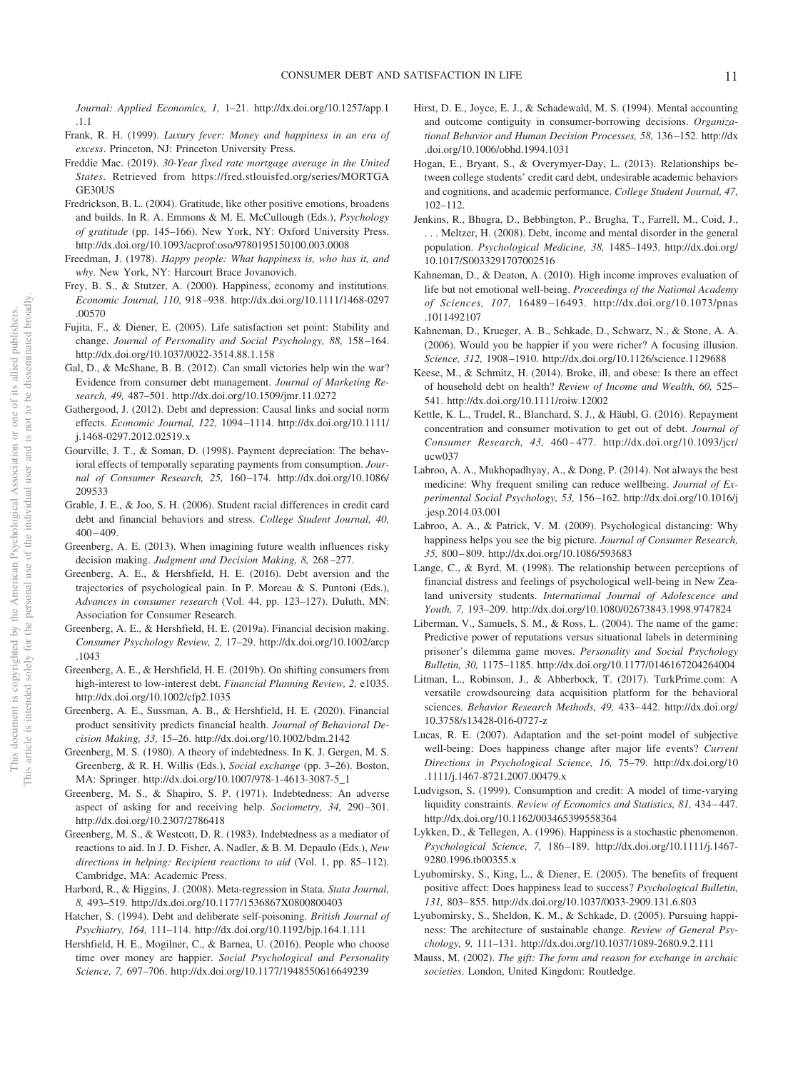*Journal: Applied Economics, 1,* 1–21. http://dx.doi.org/10.1257/app.1.1.1

Frank, R. H. (1999). *Luxury fever: Money and happiness in an era of excess*. Princeton, NJ: Princeton University Press.

Freddie Mac. (2019). *30-Year fixed rate mortgage average in the United States*. Retrieved from https://fred.stlouisfed.org/series/MORTGAGE30US

Fredrickson, B. L. (2004). Gratitude, like other positive emotions, broadens and builds. In R. A. Emmons & M. E. McCullough (Eds.), *Psychology of gratitude* (pp. 145–166). New York, NY: Oxford University Press. http://dx.doi.org/10.1093/acprof:oso/9780195150100.003.0008

Freedman, J. (1978). *Happy people: What happiness is, who has it, and why*. New York, NY: Harcourt Brace Jovanovich.

Frey, B. S., & Stutzer, A. (2000). Happiness, economy and institutions. *Economic Journal, 110,* 918–938. http://dx.doi.org/10.1111/1468-0297.00570

Fujita, F., & Diener, E. (2005). Life satisfaction set point: Stability and change. *Journal of Personality and Social Psychology, 88,* 158–164. http://dx.doi.org/10.1037/0022-3514.88.1.158

Gal, D., & McShane, B. B. (2012). Can small victories help win the war? Evidence from consumer debt management. *Journal of Marketing Research, 49,* 487–501. http://dx.doi.org/10.1509/jmr.11.0272

Gathergood, J. (2012). Debt and depression: Causal links and social norm effects. *Economic Journal, 122,* 1094–1114. http://dx.doi.org/10.1111/j.1468-0297.2012.02519.x

Gourville, J. T., & Soman, D. (1998). Payment depreciation: The behavioral effects of temporally separating payments from consumption. *Journal of Consumer Research, 25,* 160–174. http://dx.doi.org/10.1086/209533

Grable, J. E., & Joo, S. H. (2006). Student racial differences in credit card debt and financial behaviors and stress. *College Student Journal, 40,* 400–409.

Greenberg, A. E. (2013). When imagining future wealth influences risky decision making. *Judgment and Decision Making, 8,* 268–277.

Greenberg, A. E., & Hershfield, H. E. (2016). Debt aversion and the trajectories of psychological pain. In P. Moreau & S. Puntoni (Eds.), *Advances in consumer research* (Vol. 44, pp. 123–127). Duluth, MN: Association for Consumer Research.

Greenberg, A. E., & Hershfield, H. E. (2019a). Financial decision making. *Consumer Psychology Review, 2,* 17–29. http://dx.doi.org/10.1002/arcp.1043

Greenberg, A. E., & Hershfield, H. E. (2019b). On shifting consumers from high-interest to low-interest debt. *Financial Planning Review, 2,* e1035. http://dx.doi.org/10.1002/cfp2.1035

Greenberg, A. E., Sussman, A. B., & Hershfield, H. E. (2020). Financial product sensitivity predicts financial health. *Journal of Behavioral Decision Making, 33,* 15–26. http://dx.doi.org/10.1002/bdm.2142

Greenberg, M. S. (1980). A theory of indebtedness. In K. J. Gergen, M. S. Greenberg, & R. H. Willis (Eds.), *Social exchange* (pp. 3–26). Boston, MA: Springer. http://dx.doi.org/10.1007/978-1-4613-3087-5_1

Greenberg, M. S., & Shapiro, S. P. (1971). Indebtedness: An adverse aspect of asking for and receiving help. *Sociometry, 34,* 290–301. http://dx.doi.org/10.2307/2786418

Greenberg, M. S., & Westcott, D. R. (1983). Indebtedness as a mediator of reactions to aid. In J. D. Fisher, A. Nadler, & B. M. Depaulo (Eds.), *New directions in helping: Recipient reactions to aid* (Vol. 1, pp. 85–112). Cambridge, MA: Academic Press.

Harbord, R., & Higgins, J. (2008). Meta-regression in Stata. *Stata Journal, 8,* 493–519. http://dx.doi.org/10.1177/1536867X0800800403

Hatcher, S. (1994). Debt and deliberate self-poisoning. *British Journal of Psychiatry, 164,* 111–114. http://dx.doi.org/10.1192/bjp.164.1.111

Hershfield, H. E., Mogilner, C., & Barnea, U. (2016). People who choose time over money are happier. *Social Psychological and Personality Science, 7,* 697–706. http://dx.doi.org/10.1177/1948550616649239

Hirst, D. E., Joyce, E. J., & Schadewald, M. S. (1994). Mental accounting and outcome contiguity in consumer-borrowing decisions. *Organizational Behavior and Human Decision Processes, 58,* 136–152. http://dx.doi.org/10.1006/obhd.1994.1031

Hogan, E., Bryant, S., & Overymyer-Day, L. (2013). Relationships between college students' credit card debt, undesirable academic behaviors and cognitions, and academic performance. *College Student Journal, 47,* 102–112.

Jenkins, R., Bhugra, D., Bebbington, P., Brugha, T., Farrell, M., Coid, J., . . . Meltzer, H. (2008). Debt, income and mental disorder in the general population. *Psychological Medicine, 38,* 1485–1493. http://dx.doi.org/10.1017/S0033291707002516

Kahneman, D., & Deaton, A. (2010). High income improves evaluation of life but not emotional well-being. *Proceedings of the National Academy of Sciences, 107,* 16489–16493. http://dx.doi.org/10.1073/pnas.1011492107

Kahneman, D., Krueger, A. B., Schkade, D., Schwarz, N., & Stone, A. A. (2006). Would you be happier if you were richer? A focusing illusion. *Science, 312,* 1908–1910. http://dx.doi.org/10.1126/science.1129688

Keese, M., & Schmitz, H. (2014). Broke, ill, and obese: Is there an effect of household debt on health? *Review of Income and Wealth, 60,* 525–541. http://dx.doi.org/10.1111/roiw.12002

Kettle, K. L., Trudel, R., Blanchard, S. J., & Häubl, G. (2016). Repayment concentration and consumer motivation to get out of debt. *Journal of Consumer Research, 43,* 460–477. http://dx.doi.org/10.1093/jcr/ucw037

Labroo, A. A., Mukhopadhyay, A., & Dong, P. (2014). Not always the best medicine: Why frequent smiling can reduce wellbeing. *Journal of Experimental Social Psychology, 53,* 156–162. http://dx.doi.org/10.1016/j.jesp.2014.03.001

Labroo, A. A., & Patrick, V. M. (2009). Psychological distancing: Why happiness helps you see the big picture. *Journal of Consumer Research, 35,* 800–809. http://dx.doi.org/10.1086/593683

Lange, C., & Byrd, M. (1998). The relationship between perceptions of financial distress and feelings of psychological well-being in New Zealand university students. *International Journal of Adolescence and Youth, 7,* 193–209. http://dx.doi.org/10.1080/02673843.1998.9747824

Liberman, V., Samuels, S. M., & Ross, L. (2004). The name of the game: Predictive power of reputations versus situational labels in determining prisoner's dilemma game moves. *Personality and Social Psychology Bulletin, 30,* 1175–1185. http://dx.doi.org/10.1177/0146167204264004

Litman, L., Robinson, J., & Abberbock, T. (2017). TurkPrime.com: A versatile crowdsourcing data acquisition platform for the behavioral sciences. *Behavior Research Methods, 49,* 433–442. http://dx.doi.org/10.3758/s13428-016-0727-z

Lucas, R. E. (2007). Adaptation and the set-point model of subjective well-being: Does happiness change after major life events? *Current Directions in Psychological Science, 16,* 75–79. http://dx.doi.org/10.1111/j.1467-8721.2007.00479.x

Ludvigson, S. (1999). Consumption and credit: A model of time-varying liquidity constraints. *Review of Economics and Statistics, 81,* 434–447. http://dx.doi.org/10.1162/003465399558364

Lykken, D., & Tellegen, A. (1996). Happiness is a stochastic phenomenon. *Psychological Science, 7,* 186–189. http://dx.doi.org/10.1111/j.1467-9280.1996.tb00355.x

Lyubomirsky, S., King, L., & Diener, E. (2005). The benefits of frequent positive affect: Does happiness lead to success? *Psychological Bulletin, 131,* 803–855. http://dx.doi.org/10.1037/0033-2909.131.6.803

Lyubomirsky, S., Sheldon, K. M., & Schkade, D. (2005). Pursuing happiness: The architecture of sustainable change. *Review of General Psychology, 9,* 111–131. http://dx.doi.org/10.1037/1089-2680.9.2.111

Mauss, M. (2002). *The gift: The form and reason for exchange in archaic societies*. London, United Kingdom: Routledge.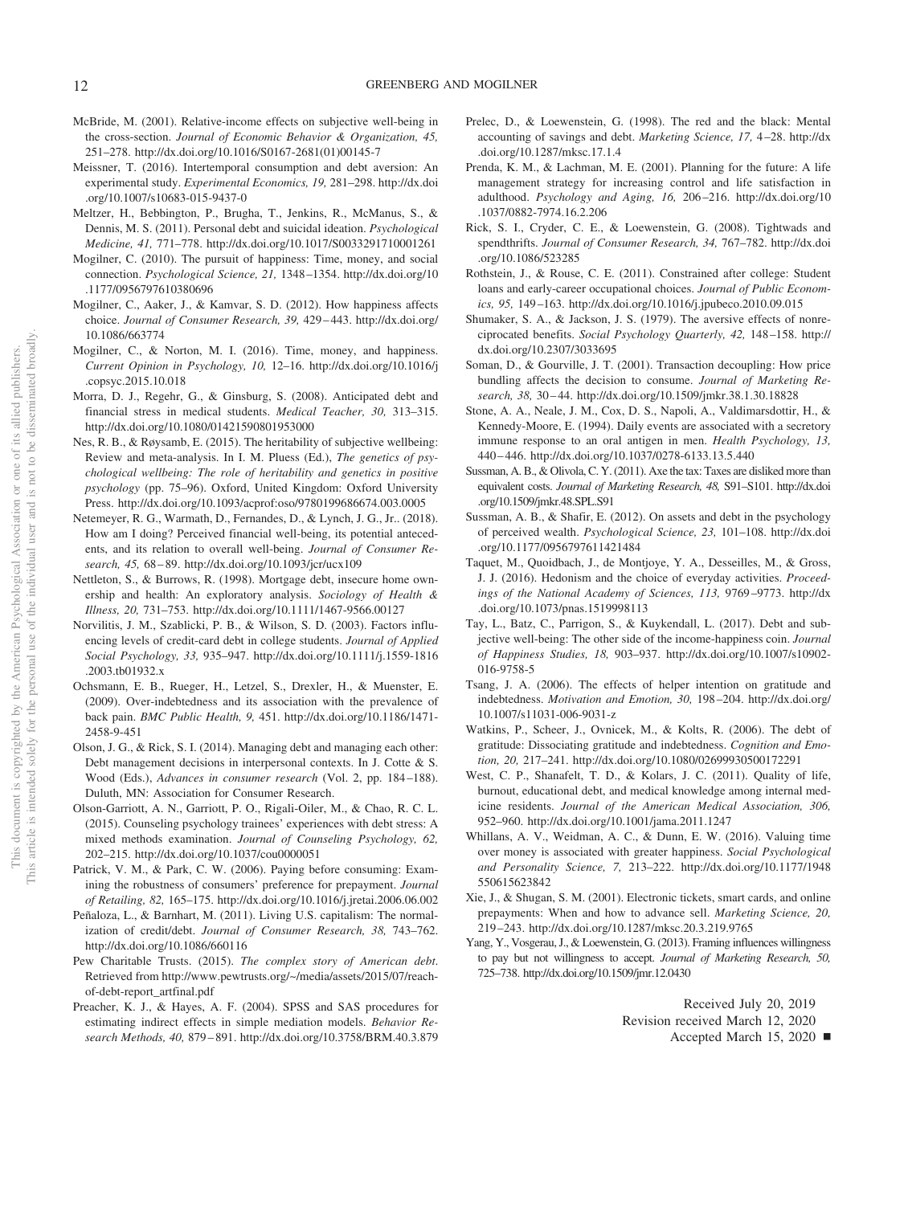McBride, M. (2001). Relative-income effects on subjective well-being in the cross-section. *Journal of Economic Behavior & Organization, 45,* 251–278. http://dx.doi.org/10.1016/S0167-2681(01)00145-7

Meissner, T. (2016). Intertemporal consumption and debt aversion: An experimental study. *Experimental Economics, 19,* 281–298. http://dx.doi.org/10.1007/s10683-015-9437-0

Meltzer, H., Bebbington, P., Brugha, T., Jenkins, R., McManus, S., & Dennis, M. S. (2011). Personal debt and suicidal ideation. *Psychological Medicine, 41,* 771–778. http://dx.doi.org/10.1017/S0033291710001261

Mogilner, C. (2010). The pursuit of happiness: Time, money, and social connection. *Psychological Science, 21,* 1348–1354. http://dx.doi.org/10.1177/0956797610380696

Mogilner, C., Aaker, J., & Kamvar, S. D. (2012). How happiness affects choice. *Journal of Consumer Research, 39,* 429–443. http://dx.doi.org/10.1086/663774

Mogilner, C., & Norton, M. I. (2016). Time, money, and happiness. *Current Opinion in Psychology, 10,* 12–16. http://dx.doi.org/10.1016/j.copsyc.2015.10.018

Morra, D. J., Regehr, G., & Ginsburg, S. (2008). Anticipated debt and financial stress in medical students. *Medical Teacher, 30,* 313–315. http://dx.doi.org/10.1080/01421590801953000

Nes, R. B., & Røysamb, E. (2015). The heritability of subjective wellbeing: Review and meta-analysis. In I. M. Pluess (Ed.), *The genetics of psychological wellbeing: The role of heritability and genetics in positive psychology* (pp. 75–96). Oxford, United Kingdom: Oxford University Press. http://dx.doi.org/10.1093/acprof:oso/9780199686674.003.0005

Netemeyer, R. G., Warmath, D., Fernandes, D., & Lynch, J. G., Jr.. (2018). How am I doing? Perceived financial well-being, its potential antecedents, and its relation to overall well-being. *Journal of Consumer Research, 45,* 68–89. http://dx.doi.org/10.1093/jcr/ucx109

Nettleton, S., & Burrows, R. (1998). Mortgage debt, insecure home ownership and health: An exploratory analysis. *Sociology of Health & Illness, 20,* 731–753. http://dx.doi.org/10.1111/1467-9566.00127

Norvilitis, J. M., Szablicki, P. B., & Wilson, S. D. (2003). Factors influencing levels of credit-card debt in college students. *Journal of Applied Social Psychology, 33,* 935–947. http://dx.doi.org/10.1111/j.1559-1816.2003.tb01932.x

Ochsmann, E. B., Rueger, H., Letzel, S., Drexler, H., & Muenster, E. (2009). Over-indebtedness and its association with the prevalence of back pain. *BMC Public Health, 9,* 451. http://dx.doi.org/10.1186/1471-2458-9-451

Olson, J. G., & Rick, S. I. (2014). Managing debt and managing each other: Debt management decisions in interpersonal contexts. In J. Cotte & S. Wood (Eds.), *Advances in consumer research* (Vol. 2, pp. 184–188). Duluth, MN: Association for Consumer Research.

Olson-Garriott, A. N., Garriott, P. O., Rigali-Oiler, M., & Chao, R. C. L. (2015). Counseling psychology trainees' experiences with debt stress: A mixed methods examination. *Journal of Counseling Psychology, 62,* 202–215. http://dx.doi.org/10.1037/cou0000051

Patrick, V. M., & Park, C. W. (2006). Paying before consuming: Examining the robustness of consumers' preference for prepayment. *Journal of Retailing, 82,* 165–175. http://dx.doi.org/10.1016/j.jretai.2006.06.002

Peñaloza, L., & Barnhart, M. (2011). Living U.S. capitalism: The normalization of credit/debt. *Journal of Consumer Research, 38,* 743–762. http://dx.doi.org/10.1086/660116

Pew Charitable Trusts. (2015). *The complex story of American debt*. Retrieved from http://www.pewtrusts.org/~/media/assets/2015/07/reach-of-debt-report_artfinal.pdf

Preacher, K. J., & Hayes, A. F. (2004). SPSS and SAS procedures for estimating indirect effects in simple mediation models. *Behavior Research Methods, 40,* 879–891. http://dx.doi.org/10.3758/BRM.40.3.879

Prelec, D., & Loewenstein, G. (1998). The red and the black: Mental accounting of savings and debt. *Marketing Science, 17,* 4–28. http://dx.doi.org/10.1287/mksc.17.1.4

Prenda, K. M., & Lachman, M. E. (2001). Planning for the future: A life management strategy for increasing control and life satisfaction in adulthood. *Psychology and Aging, 16,* 206–216. http://dx.doi.org/10.1037/0882-7974.16.2.206

Rick, S. I., Cryder, C. E., & Loewenstein, G. (2008). Tightwads and spendthrifts. *Journal of Consumer Research, 34,* 767–782. http://dx.doi.org/10.1086/523285

Rothstein, J., & Rouse, C. E. (2011). Constrained after college: Student loans and early-career occupational choices. *Journal of Public Economics, 95,* 149–163. http://dx.doi.org/10.1016/j.jpubeco.2010.09.015

Shumaker, S. A., & Jackson, J. S. (1979). The aversive effects of nonreciprocated benefits. *Social Psychology Quarterly, 42,* 148–158. http://dx.doi.org/10.2307/3033695

Soman, D., & Gourville, J. T. (2001). Transaction decoupling: How price bundling affects the decision to consume. *Journal of Marketing Research, 38,* 30–44. http://dx.doi.org/10.1509/jmkr.38.1.30.18828

Stone, A. A., Neale, J. M., Cox, D. S., Napoli, A., Valdimarsdottir, H., & Kennedy-Moore, E. (1994). Daily events are associated with a secretory immune response to an oral antigen in men. *Health Psychology, 13,* 440–446. http://dx.doi.org/10.1037/0278-6133.13.5.440

Sussman, A. B., & Olivola, C. Y. (2011). Axe the tax: Taxes are disliked more than equivalent costs. *Journal of Marketing Research, 48,* S91–S101. http://dx.doi.org/10.1509/jmkr.48.SPL.S91

Sussman, A. B., & Shafir, E. (2012). On assets and debt in the psychology of perceived wealth. *Psychological Science, 23,* 101–108. http://dx.doi.org/10.1177/0956797611421484

Taquet, M., Quoidbach, J., de Montjoye, Y. A., Desseilles, M., & Gross, J. J. (2016). Hedonism and the choice of everyday activities. *Proceedings of the National Academy of Sciences, 113,* 9769–9773. http://dx.doi.org/10.1073/pnas.1519998113

Tay, L., Batz, C., Parrigon, S., & Kuykendall, L. (2017). Debt and subjective well-being: The other side of the income-happiness coin. *Journal of Happiness Studies, 18,* 903–937. http://dx.doi.org/10.1007/s10902-016-9758-5

Tsang, J. A. (2006). The effects of helper intention on gratitude and indebtedness. *Motivation and Emotion, 30,* 198–204. http://dx.doi.org/10.1007/s11031-006-9031-z

Watkins, P., Scheer, J., Ovnicek, M., & Kolts, R. (2006). The debt of gratitude: Dissociating gratitude and indebtedness. *Cognition and Emotion, 20,* 217–241. http://dx.doi.org/10.1080/02699930500172291

West, C. P., Shanafelt, T. D., & Kolars, J. C. (2011). Quality of life, burnout, educational debt, and medical knowledge among internal medicine residents. *Journal of the American Medical Association, 306,* 952–960. http://dx.doi.org/10.1001/jama.2011.1247

Whillans, A. V., Weidman, A. C., & Dunn, E. W. (2016). Valuing time over money is associated with greater happiness. *Social Psychological and Personality Science, 7,* 213–222. http://dx.doi.org/10.1177/1948550615623842

Xie, J., & Shugan, S. M. (2001). Electronic tickets, smart cards, and online prepayments: When and how to advance sell. *Marketing Science, 20,* 219–243. http://dx.doi.org/10.1287/mksc.20.3.219.9765

Yang, Y., Vosgerau, J., & Loewenstein, G. (2013). Framing influences willingness to pay but not willingness to accept. *Journal of Marketing Research, 50,* 725–738. http://dx.doi.org/10.1509/jmr.12.0430

Received July 20, 2019
Revision received March 12, 2020
Accepted March 15, 2020 ■